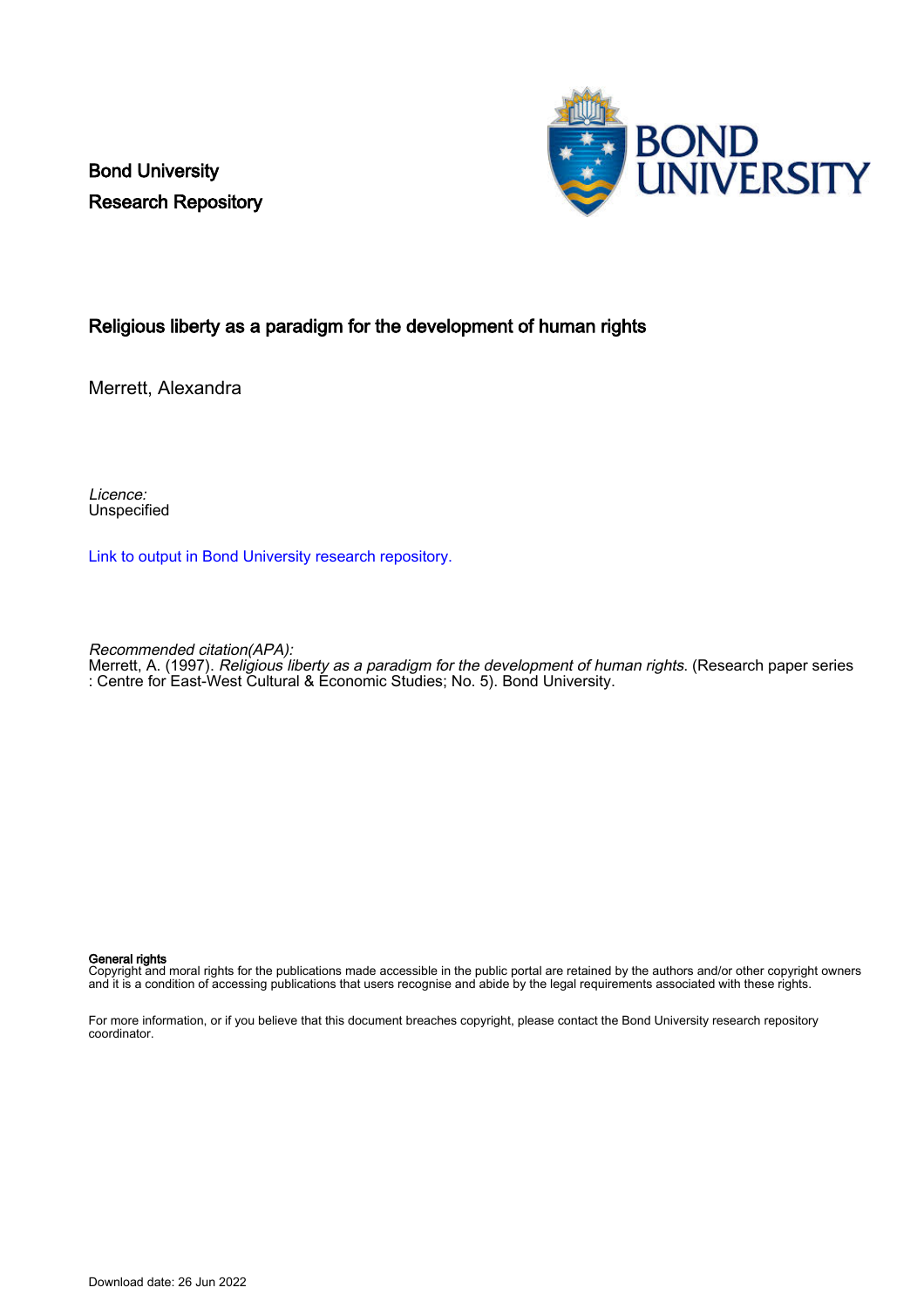Bond University
Research Repository

# Religious liberty as a paradigm for the development of human rights

Merrett, Alexandra

*Licence:*
Unspecified

[Link to output in Bond University research repository.]

*Recommended citation(APA):*
Merrett, A. (1997). *Religious liberty as a paradigm for the development of human rights*. (Research paper series : Centre for East-West Cultural & Economic Studies; No. 5). Bond University.

**General rights**
Copyright and moral rights for the publications made accessible in the public portal are retained by the authors and/or other copyright owners and it is a condition of accessing publications that users recognise and abide by the legal requirements associated with these rights.

For more information, or if you believe that this document breaches copyright, please contact the Bond University research repository coordinator.

Download date: 26 Jun 2022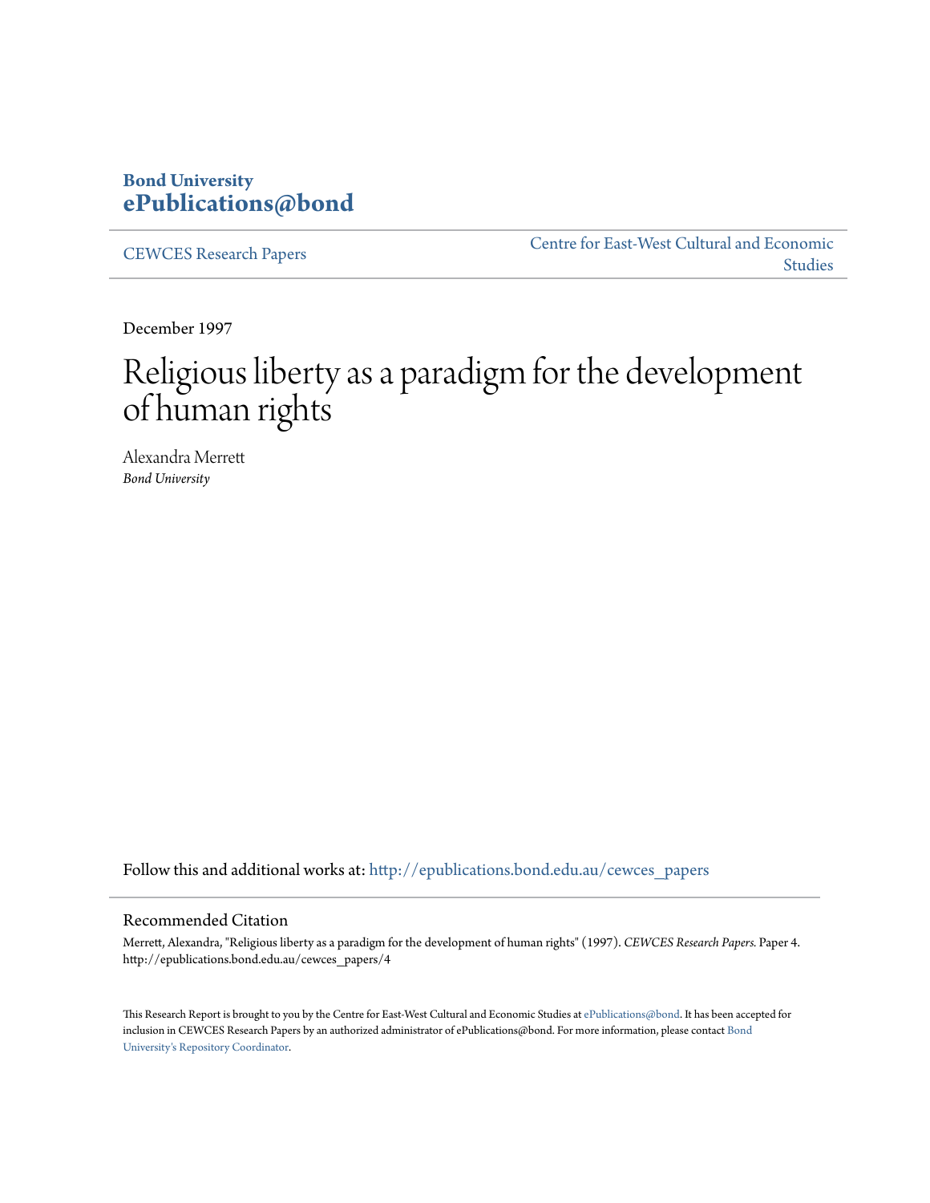**Bond University**
**ePublications@bond**

CEWCES Research Papers

Centre for East-West Cultural and Economic Studies

December 1997

# Religious liberty as a paradigm for the development of human rights

Alexandra Merrett
*Bond University*

Follow this and additional works at: http://epublications.bond.edu.au/cewces_papers

## Recommended Citation

Merrett, Alexandra, "Religious liberty as a paradigm for the development of human rights" (1997). *CEWCES Research Papers.* Paper 4.
http://epublications.bond.edu.au/cewces_papers/4

This Research Report is brought to you by the Centre for East-West Cultural and Economic Studies at ePublications@bond. It has been accepted for inclusion in CEWCES Research Papers by an authorized administrator of ePublications@bond. For more information, please contact Bond University's Repository Coordinator.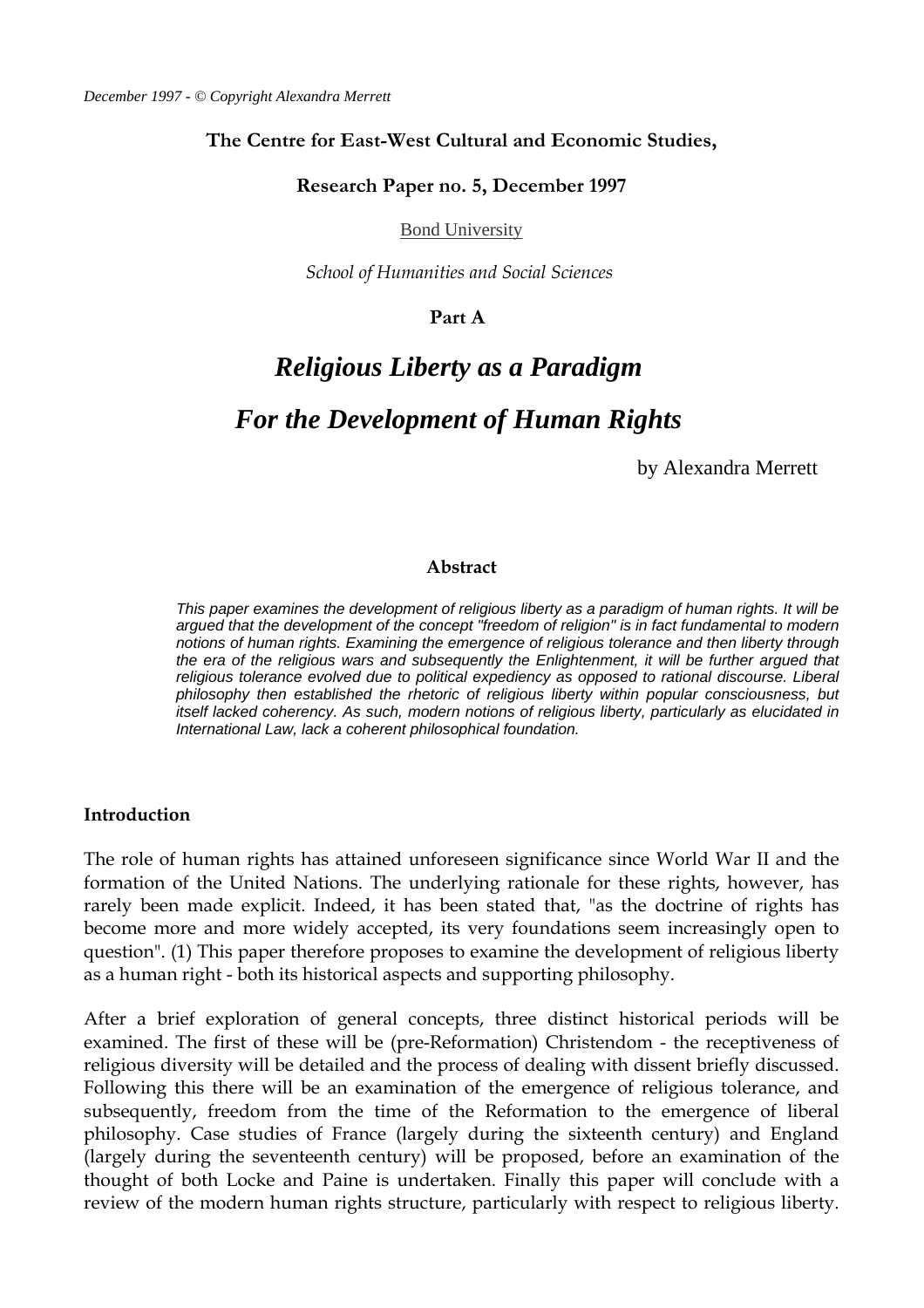*December 1997 - © Copyright Alexandra Merrett*

**The Centre for East-West Cultural and Economic Studies,**

**Research Paper no. 5, December 1997**

Bond University

*School of Humanities and Social Sciences*

**Part A**

# *Religious Liberty as a Paradigm For the Development of Human Rights*

by Alexandra Merrett

**Abstract**

*This paper examines the development of religious liberty as a paradigm of human rights. It will be argued that the development of the concept "freedom of religion" is in fact fundamental to modern notions of human rights. Examining the emergence of religious tolerance and then liberty through the era of the religious wars and subsequently the Enlightenment, it will be further argued that religious tolerance evolved due to political expediency as opposed to rational discourse. Liberal philosophy then established the rhetoric of religious liberty within popular consciousness, but itself lacked coherency. As such, modern notions of religious liberty, particularly as elucidated in International Law, lack a coherent philosophical foundation.*

**Introduction**

The role of human rights has attained unforeseen significance since World War II and the formation of the United Nations. The underlying rationale for these rights, however, has rarely been made explicit. Indeed, it has been stated that, "as the doctrine of rights has become more and more widely accepted, its very foundations seem increasingly open to question". (1) This paper therefore proposes to examine the development of religious liberty as a human right - both its historical aspects and supporting philosophy.

After a brief exploration of general concepts, three distinct historical periods will be examined. The first of these will be (pre-Reformation) Christendom - the receptiveness of religious diversity will be detailed and the process of dealing with dissent briefly discussed. Following this there will be an examination of the emergence of religious tolerance, and subsequently, freedom from the time of the Reformation to the emergence of liberal philosophy. Case studies of France (largely during the sixteenth century) and England (largely during the seventeenth century) will be proposed, before an examination of the thought of both Locke and Paine is undertaken. Finally this paper will conclude with a review of the modern human rights structure, particularly with respect to religious liberty.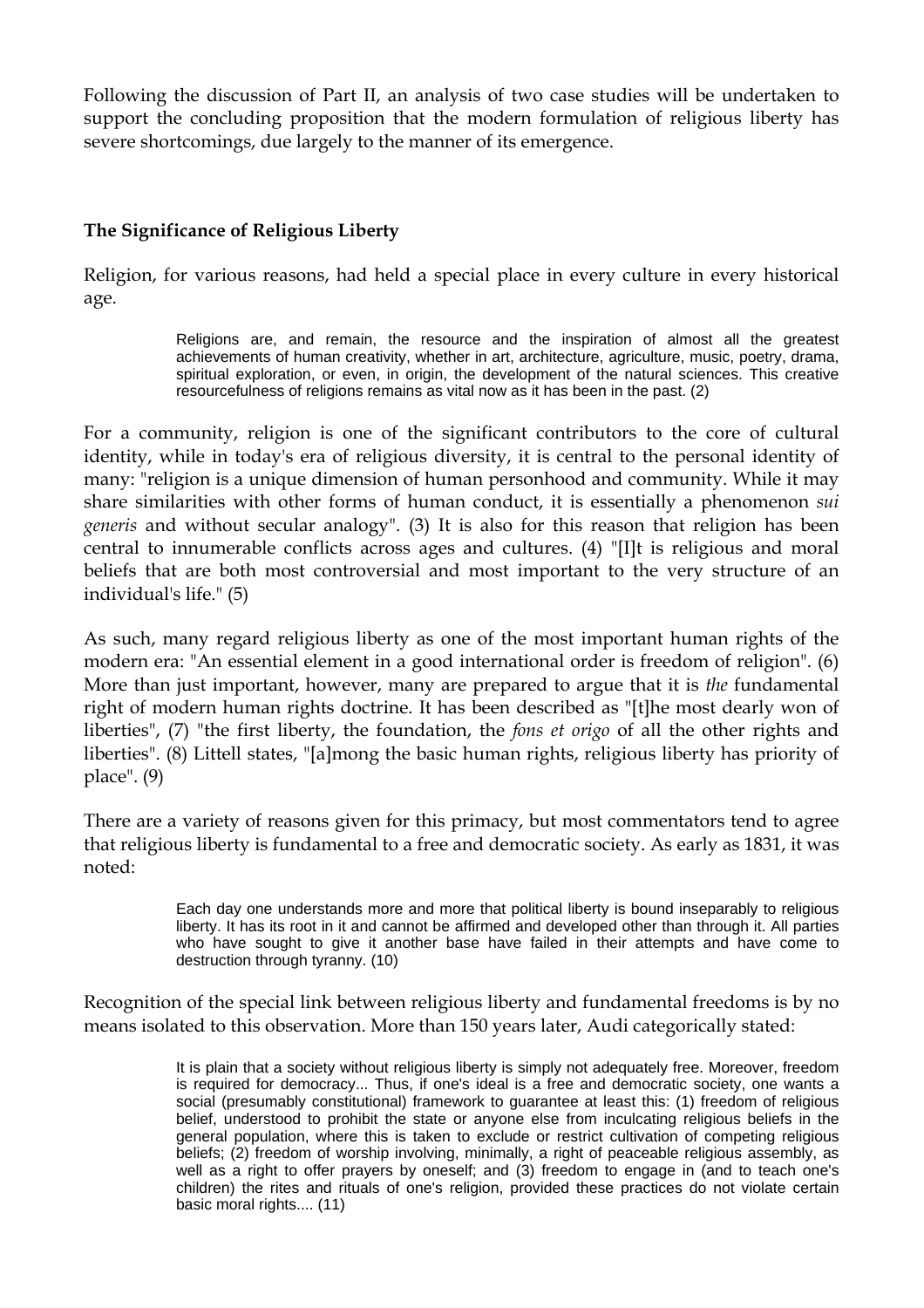Following the discussion of Part II, an analysis of two case studies will be undertaken to support the concluding proposition that the modern formulation of religious liberty has severe shortcomings, due largely to the manner of its emergence.

### The Significance of Religious Liberty

Religion, for various reasons, had held a special place in every culture in every historical age.

> Religions are, and remain, the resource and the inspiration of almost all the greatest achievements of human creativity, whether in art, architecture, agriculture, music, poetry, drama, spiritual exploration, or even, in origin, the development of the natural sciences. This creative resourcefulness of religions remains as vital now as it has been in the past. (2)

For a community, religion is one of the significant contributors to the core of cultural identity, while in today's era of religious diversity, it is central to the personal identity of many: "religion is a unique dimension of human personhood and community. While it may share similarities with other forms of human conduct, it is essentially a phenomenon *sui generis* and without secular analogy". (3) It is also for this reason that religion has been central to innumerable conflicts across ages and cultures. (4) "[I]t is religious and moral beliefs that are both most controversial and most important to the very structure of an individual's life." (5)

As such, many regard religious liberty as one of the most important human rights of the modern era: "An essential element in a good international order is freedom of religion". (6) More than just important, however, many are prepared to argue that it is *the* fundamental right of modern human rights doctrine. It has been described as "[t]he most dearly won of liberties", (7) "the first liberty, the foundation, the *fons et origo* of all the other rights and liberties". (8) Littell states, "[a]mong the basic human rights, religious liberty has priority of place". (9)

There are a variety of reasons given for this primacy, but most commentators tend to agree that religious liberty is fundamental to a free and democratic society. As early as 1831, it was noted:

> Each day one understands more and more that political liberty is bound inseparably to religious liberty. It has its root in it and cannot be affirmed and developed other than through it. All parties who have sought to give it another base have failed in their attempts and have come to destruction through tyranny. (10)

Recognition of the special link between religious liberty and fundamental freedoms is by no means isolated to this observation. More than 150 years later, Audi categorically stated:

> It is plain that a society without religious liberty is simply not adequately free. Moreover, freedom is required for democracy... Thus, if one's ideal is a free and democratic society, one wants a social (presumably constitutional) framework to guarantee at least this: (1) freedom of religious belief, understood to prohibit the state or anyone else from inculcating religious beliefs in the general population, where this is taken to exclude or restrict cultivation of competing religious beliefs; (2) freedom of worship involving, minimally, a right of peaceable religious assembly, as well as a right to offer prayers by oneself; and (3) freedom to engage in (and to teach one's children) the rites and rituals of one's religion, provided these practices do not violate certain basic moral rights.... (11)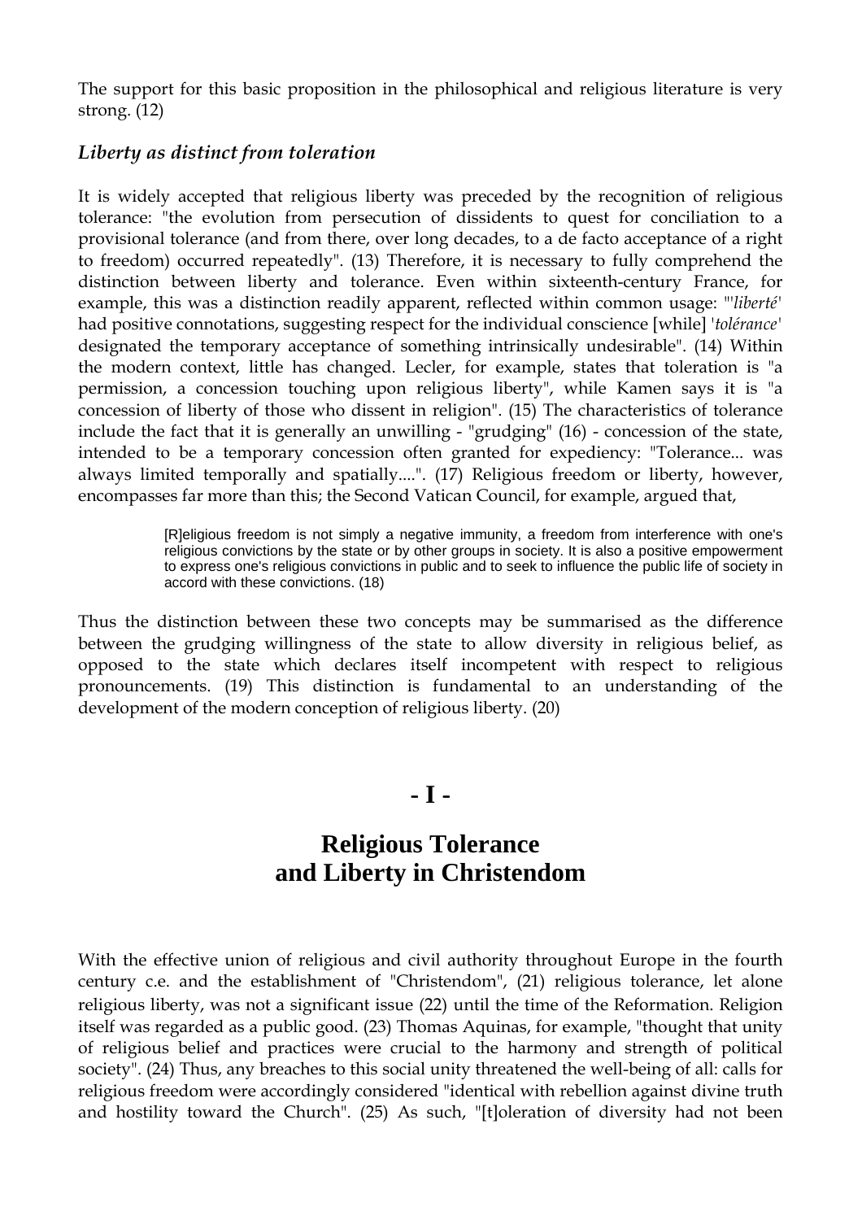The support for this basic proposition in the philosophical and religious literature is very strong. (12)

### *Liberty as distinct from toleration*

It is widely accepted that religious liberty was preceded by the recognition of religious tolerance: "the evolution from persecution of dissidents to quest for conciliation to a provisional tolerance (and from there, over long decades, to a de facto acceptance of a right to freedom) occurred repeatedly". (13) Therefore, it is necessary to fully comprehend the distinction between liberty and tolerance. Even within sixteenth-century France, for example, this was a distinction readily apparent, reflected within common usage: "'*liberté*' had positive connotations, suggesting respect for the individual conscience [while] '*tolérance*' designated the temporary acceptance of something intrinsically undesirable". (14) Within the modern context, little has changed. Lecler, for example, states that toleration is "a permission, a concession touching upon religious liberty", while Kamen says it is "a concession of liberty of those who dissent in religion". (15) The characteristics of tolerance include the fact that it is generally an unwilling - "grudging" (16) - concession of the state, intended to be a temporary concession often granted for expediency: "Tolerance... was always limited temporally and spatially....". (17) Religious freedom or liberty, however, encompasses far more than this; the Second Vatican Council, for example, argued that,

> [R]eligious freedom is not simply a negative immunity, a freedom from interference with one's religious convictions by the state or by other groups in society. It is also a positive empowerment to express one's religious convictions in public and to seek to influence the public life of society in accord with these convictions. (18)

Thus the distinction between these two concepts may be summarised as the difference between the grudging willingness of the state to allow diversity in religious belief, as opposed to the state which declares itself incompetent with respect to religious pronouncements. (19) This distinction is fundamental to an understanding of the development of the modern conception of religious liberty. (20)

## - I -

## Religious Tolerance and Liberty in Christendom

With the effective union of religious and civil authority throughout Europe in the fourth century c.e. and the establishment of "Christendom", (21) religious tolerance, let alone religious liberty, was not a significant issue (22) until the time of the Reformation. Religion itself was regarded as a public good. (23) Thomas Aquinas, for example, "thought that unity of religious belief and practices were crucial to the harmony and strength of political society". (24) Thus, any breaches to this social unity threatened the well-being of all: calls for religious freedom were accordingly considered "identical with rebellion against divine truth and hostility toward the Church". (25) As such, "[t]oleration of diversity had not been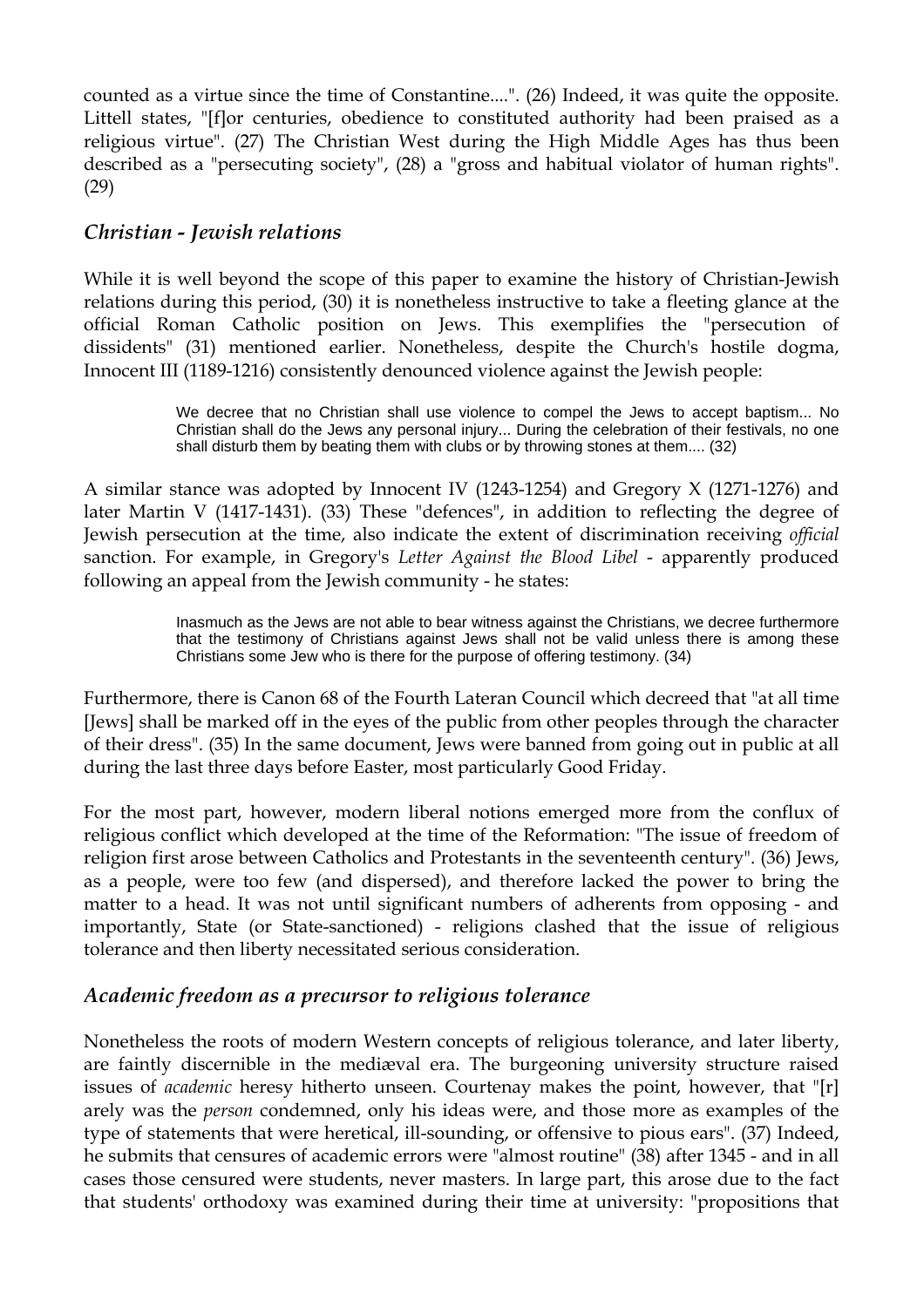counted as a virtue since the time of Constantine....". (26) Indeed, it was quite the opposite. Littell states, "[f]or centuries, obedience to constituted authority had been praised as a religious virtue". (27) The Christian West during the High Middle Ages has thus been described as a "persecuting society", (28) a "gross and habitual violator of human rights". (29)

### *Christian - Jewish relations*

While it is well beyond the scope of this paper to examine the history of Christian-Jewish relations during this period, (30) it is nonetheless instructive to take a fleeting glance at the official Roman Catholic position on Jews. This exemplifies the "persecution of dissidents" (31) mentioned earlier. Nonetheless, despite the Church's hostile dogma, Innocent III (1189-1216) consistently denounced violence against the Jewish people:

> We decree that no Christian shall use violence to compel the Jews to accept baptism... No Christian shall do the Jews any personal injury... During the celebration of their festivals, no one shall disturb them by beating them with clubs or by throwing stones at them.... (32)

A similar stance was adopted by Innocent IV (1243-1254) and Gregory X (1271-1276) and later Martin V (1417-1431). (33) These "defences", in addition to reflecting the degree of Jewish persecution at the time, also indicate the extent of discrimination receiving *official* sanction. For example, in Gregory's *Letter Against the Blood Libel* - apparently produced following an appeal from the Jewish community - he states:

> Inasmuch as the Jews are not able to bear witness against the Christians, we decree furthermore that the testimony of Christians against Jews shall not be valid unless there is among these Christians some Jew who is there for the purpose of offering testimony. (34)

Furthermore, there is Canon 68 of the Fourth Lateran Council which decreed that "at all time [Jews] shall be marked off in the eyes of the public from other peoples through the character of their dress". (35) In the same document, Jews were banned from going out in public at all during the last three days before Easter, most particularly Good Friday.

For the most part, however, modern liberal notions emerged more from the conflux of religious conflict which developed at the time of the Reformation: "The issue of freedom of religion first arose between Catholics and Protestants in the seventeenth century". (36) Jews, as a people, were too few (and dispersed), and therefore lacked the power to bring the matter to a head. It was not until significant numbers of adherents from opposing - and importantly, State (or State-sanctioned) - religions clashed that the issue of religious tolerance and then liberty necessitated serious consideration.

### *Academic freedom as a precursor to religious tolerance*

Nonetheless the roots of modern Western concepts of religious tolerance, and later liberty, are faintly discernible in the mediæval era. The burgeoning university structure raised issues of *academic* heresy hitherto unseen. Courtenay makes the point, however, that "[r] arely was the *person* condemned, only his ideas were, and those more as examples of the type of statements that were heretical, ill-sounding, or offensive to pious ears". (37) Indeed, he submits that censures of academic errors were "almost routine" (38) after 1345 - and in all cases those censured were students, never masters. In large part, this arose due to the fact that students' orthodoxy was examined during their time at university: "propositions that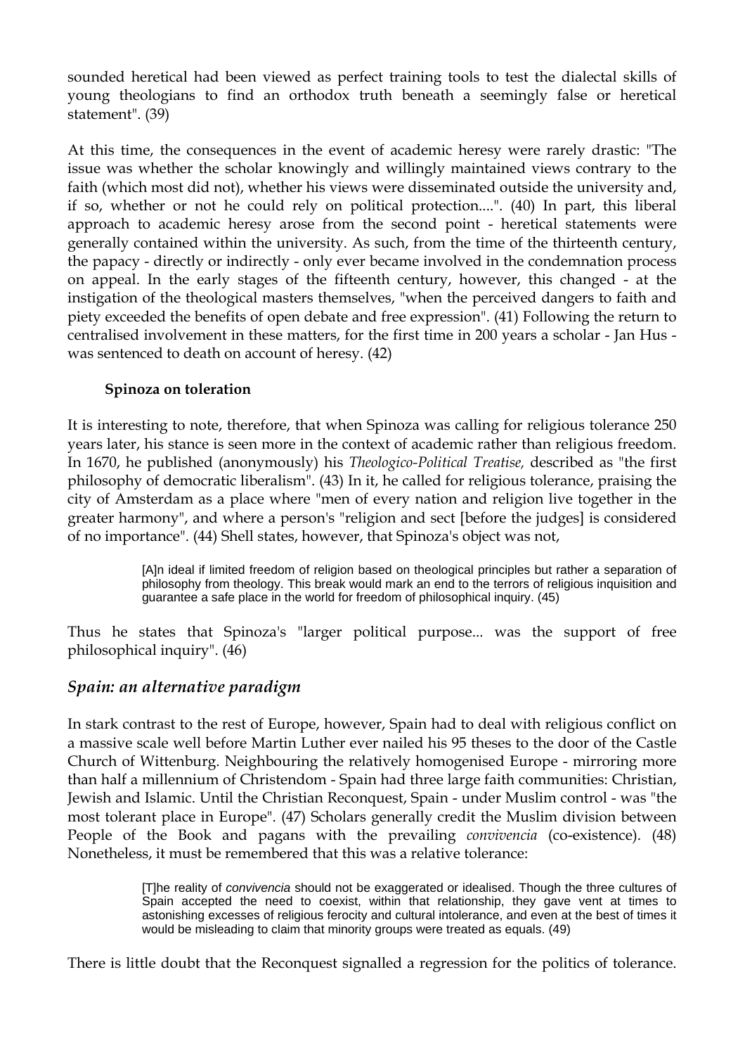sounded heretical had been viewed as perfect training tools to test the dialectal skills of young theologians to find an orthodox truth beneath a seemingly false or heretical statement". (39)

At this time, the consequences in the event of academic heresy were rarely drastic: "The issue was whether the scholar knowingly and willingly maintained views contrary to the faith (which most did not), whether his views were disseminated outside the university and, if so, whether or not he could rely on political protection....". (40) In part, this liberal approach to academic heresy arose from the second point - heretical statements were generally contained within the university. As such, from the time of the thirteenth century, the papacy - directly or indirectly - only ever became involved in the condemnation process on appeal. In the early stages of the fifteenth century, however, this changed - at the instigation of the theological masters themselves, "when the perceived dangers to faith and piety exceeded the benefits of open debate and free expression". (41) Following the return to centralised involvement in these matters, for the first time in 200 years a scholar - Jan Hus - was sentenced to death on account of heresy. (42)

### Spinoza on toleration

It is interesting to note, therefore, that when Spinoza was calling for religious tolerance 250 years later, his stance is seen more in the context of academic rather than religious freedom. In 1670, he published (anonymously) his *Theologico-Political Treatise,* described as "the first philosophy of democratic liberalism". (43) In it, he called for religious tolerance, praising the city of Amsterdam as a place where "men of every nation and religion live together in the greater harmony", and where a person's "religion and sect [before the judges] is considered of no importance". (44) Shell states, however, that Spinoza's object was not,

> [A]n ideal if limited freedom of religion based on theological principles but rather a separation of philosophy from theology. This break would mark an end to the terrors of religious inquisition and guarantee a safe place in the world for freedom of philosophical inquiry. (45)

Thus he states that Spinoza's "larger political purpose... was the support of free philosophical inquiry". (46)

## *Spain: an alternative paradigm*

In stark contrast to the rest of Europe, however, Spain had to deal with religious conflict on a massive scale well before Martin Luther ever nailed his 95 theses to the door of the Castle Church of Wittenburg. Neighbouring the relatively homogenised Europe - mirroring more than half a millennium of Christendom - Spain had three large faith communities: Christian, Jewish and Islamic. Until the Christian Reconquest, Spain - under Muslim control - was "the most tolerant place in Europe". (47) Scholars generally credit the Muslim division between People of the Book and pagans with the prevailing *convivencia* (co-existence). (48) Nonetheless, it must be remembered that this was a relative tolerance:

> [T]he reality of *convivencia* should not be exaggerated or idealised. Though the three cultures of Spain accepted the need to coexist, within that relationship, they gave vent at times to astonishing excesses of religious ferocity and cultural intolerance, and even at the best of times it would be misleading to claim that minority groups were treated as equals. (49)

There is little doubt that the Reconquest signalled a regression for the politics of tolerance.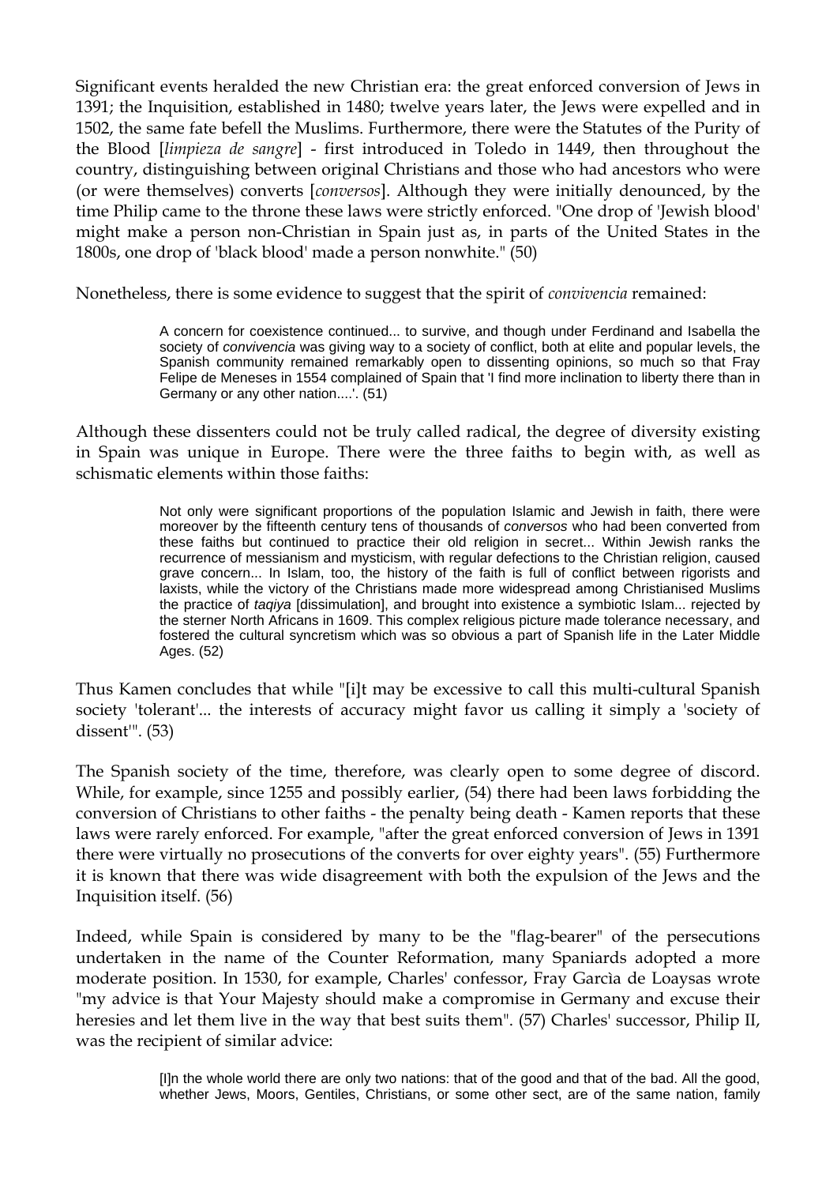Significant events heralded the new Christian era: the great enforced conversion of Jews in 1391; the Inquisition, established in 1480; twelve years later, the Jews were expelled and in 1502, the same fate befell the Muslims. Furthermore, there were the Statutes of the Purity of the Blood [*limpieza de sangre*] - first introduced in Toledo in 1449, then throughout the country, distingiuishing between original Christians and those who had ancestors who were (or were themselves) converts [*conversos*]. Although they were initially denounced, by the time Philip came to the throne these laws were strictly enforced. "One drop of 'Jewish blood' might make a person non-Christian in Spain just as, in parts of the United States in the 1800s, one drop of 'black blood' made a person nonwhite." (50)

Nonetheless, there is some evidence to suggest that the spirit of *convivencia* remained:

> A concern for coexistence continued... to survive, and though under Ferdinand and Isabella the society of *convivencia* was giving way to a society of conflict, both at elite and popular levels, the Spanish community remained remarkably open to dissenting opinions, so much so that Fray Felipe de Meneses in 1554 complained of Spain that 'I find more inclination to liberty there than in Germany or any other nation....'. (51)

Although these dissenters could not be truly called radical, the degree of diversity existing in Spain was unique in Europe. There were the three faiths to begin with, as well as schismatic elements within those faiths:

> Not only were significant proportions of the population Islamic and Jewish in faith, there were moreover by the fifteenth century tens of thousands of *conversos* who had been converted from these faiths but continued to practice their old religion in secret... Within Jewish ranks the recurrence of messianism and mysticism, with regular defections to the Christian religion, caused grave concern... In Islam, too, the history of the faith is full of conflict between rigorists and laxists, while the victory of the Christians made more widespread among Christianised Muslims the practice of *taqiya* [dissimulation], and brought into existence a symbiotic Islam... rejected by the sterner North Africans in 1609. This complex religious picture made tolerance necessary, and fostered the cultural syncretism which was so obvious a part of Spanish life in the Later Middle Ages. (52)

Thus Kamen concludes that while "[i]t may be excessive to call this multi-cultural Spanish society 'tolerant'... the interests of accuracy might favor us calling it simply a 'society of dissent'". (53)

The Spanish society of the time, therefore, was clearly open to some degree of discord. While, for example, since 1255 and possibly earlier, (54) there had been laws forbidding the conversion of Christians to other faiths - the penalty being death - Kamen reports that these laws were rarely enforced. For example, "after the great enforced conversion of Jews in 1391 there were virtually no prosecutions of the converts for over eighty years". (55) Furthermore it is known that there was wide disagreement with both the expulsion of the Jews and the Inquisition itself. (56)

Indeed, while Spain is considered by many to be the "flag-bearer" of the persecutions undertaken in the name of the Counter Reformation, many Spaniards adopted a more moderate position. In 1530, for example, Charles' confessor, Fray Garcìa de Loaysas wrote "my advice is that Your Majesty should make a compromise in Germany and excuse their heresies and let them live in the way that best suits them". (57) Charles' successor, Philip II, was the recipient of similar advice:

> [I]n the whole world there are only two nations: that of the good and that of the bad. All the good, whether Jews, Moors, Gentiles, Christians, or some other sect, are of the same nation, family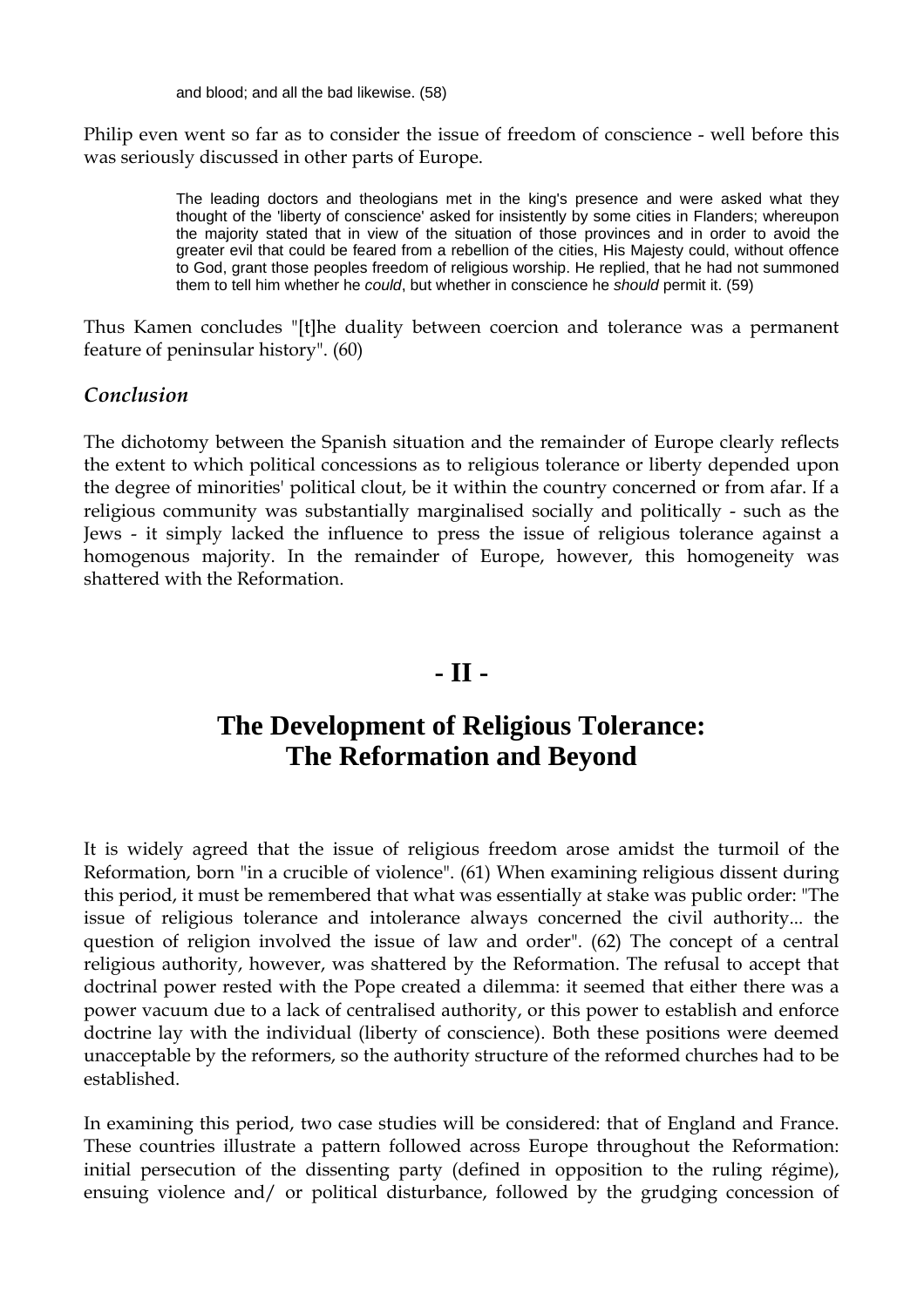> and blood; and all the bad likewise. (58)

Philip even went so far as to consider the issue of freedom of conscience - well before this was seriously discussed in other parts of Europe.

> The leading doctors and theologians met in the king's presence and were asked what they thought of the 'liberty of conscience' asked for insistently by some cities in Flanders; whereupon the majority stated that in view of the situation of those provinces and in order to avoid the greater evil that could be feared from a rebellion of the cities, His Majesty could, without offence to God, grant those peoples freedom of religious worship. He replied, that he had not summoned them to tell him whether he *could*, but whether in conscience he *should* permit it. (59)

Thus Kamen concludes "[t]he duality between coercion and tolerance was a permanent feature of peninsular history". (60)

### *Conclusion*

The dichotomy between the Spanish situation and the remainder of Europe clearly reflects the extent to which political concessions as to religious tolerance or liberty depended upon the degree of minorities' political clout, be it within the country concerned or from afar. If a religious community was substantially marginalised socially and politically - such as the Jews - it simply lacked the influence to press the issue of religious tolerance against a homogenous majority. In the remainder of Europe, however, this homogeneity was shattered with the Reformation.

## - II -

## The Development of Religious Tolerance: The Reformation and Beyond

It is widely agreed that the issue of religious freedom arose amidst the turmoil of the Reformation, born "in a crucible of violence". (61) When examining religious dissent during this period, it must be remembered that what was essentially at stake was public order: "The issue of religious tolerance and intolerance always concerned the civil authority... the question of religion involved the issue of law and order". (62) The concept of a central religious authority, however, was shattered by the Reformation. The refusal to accept that doctrinal power rested with the Pope created a dilemma: it seemed that either there was a power vacuum due to a lack of centralised authority, or this power to establish and enforce doctrine lay with the individual (liberty of conscience). Both these positions were deemed unacceptable by the reformers, so the authority structure of the reformed churches had to be established.

In examining this period, two case studies will be considered: that of England and France. These countries illustrate a pattern followed across Europe throughout the Reformation: initial persecution of the dissenting party (defined in opposition to the ruling régime), ensuing violence and/ or political disturbance, followed by the grudging concession of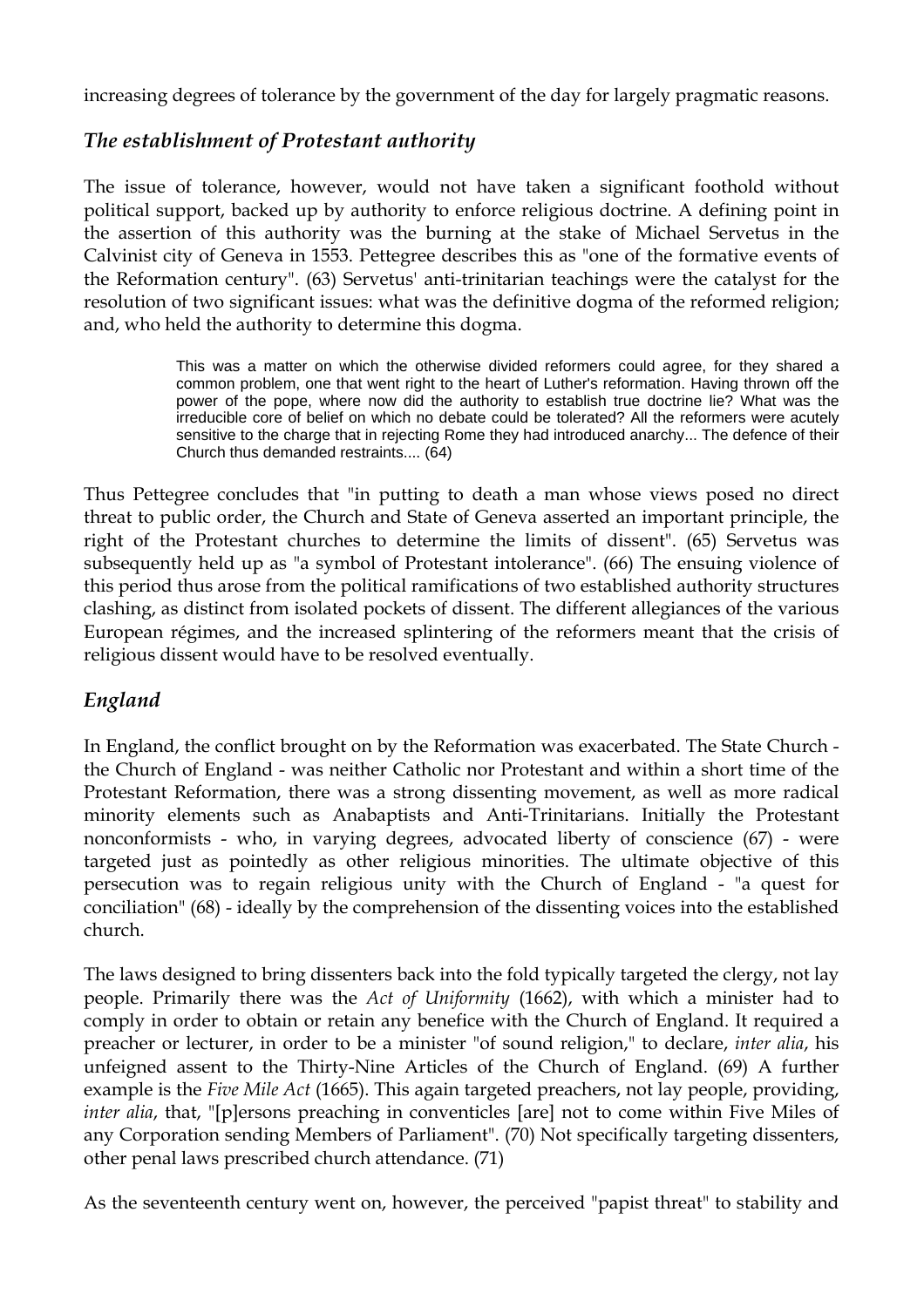increasing degrees of tolerance by the government of the day for largely pragmatic reasons.

### *The establishment of Protestant authority*

The issue of tolerance, however, would not have taken a significant foothold without political support, backed up by authority to enforce religious doctrine. A defining point in the assertion of this authority was the burning at the stake of Michael Servetus in the Calvinist city of Geneva in 1553. Pettegree describes this as "one of the formative events of the Reformation century". (63) Servetus' anti-trinitarian teachings were the catalyst for the resolution of two significant issues: what was the definitive dogma of the reformed religion; and, who held the authority to determine this dogma.

> This was a matter on which the otherwise divided reformers could agree, for they shared a common problem, one that went right to the heart of Luther's reformation. Having thrown off the power of the pope, where now did the authority to establish true doctrine lie? What was the irreducible core of belief on which no debate could be tolerated? All the reformers were acutely sensitive to the charge that in rejecting Rome they had introduced anarchy... The defence of their Church thus demanded restraints.... (64)

Thus Pettegree concludes that "in putting to death a man whose views posed no direct threat to public order, the Church and State of Geneva asserted an important principle, the right of the Protestant churches to determine the limits of dissent". (65) Servetus was subsequently held up as "a symbol of Protestant intolerance". (66) The ensuing violence of this period thus arose from the political ramifications of two established authority structures clashing, as distinct from isolated pockets of dissent. The different allegiances of the various European régimes, and the increased splintering of the reformers meant that the crisis of religious dissent would have to be resolved eventually.

### *England*

In England, the conflict brought on by the Reformation was exacerbated. The State Church - the Church of England - was neither Catholic nor Protestant and within a short time of the Protestant Reformation, there was a strong dissenting movement, as well as more radical minority elements such as Anabaptists and Anti-Trinitarians. Initially the Protestant nonconformists - who, in varying degrees, advocated liberty of conscience (67) - were targeted just as pointedly as other religious minorities. The ultimate objective of this persecution was to regain religious unity with the Church of England - "a quest for conciliation" (68) - ideally by the comprehension of the dissenting voices into the established church.

The laws designed to bring dissenters back into the fold typically targeted the clergy, not lay people. Primarily there was the *Act of Uniformity* (1662), with which a minister had to comply in order to obtain or retain any benefice with the Church of England. It required a preacher or lecturer, in order to be a minister "of sound religion," to declare, *inter alia*, his unfeigned assent to the Thirty-Nine Articles of the Church of England. (69) A further example is the *Five Mile Act* (1665). This again targeted preachers, not lay people, providing, *inter alia*, that, "[p]ersons preaching in conventicles [are] not to come within Five Miles of any Corporation sending Members of Parliament". (70) Not specifically targeting dissenters, other penal laws prescribed church attendance. (71)

As the seventeenth century went on, however, the perceived "papist threat" to stability and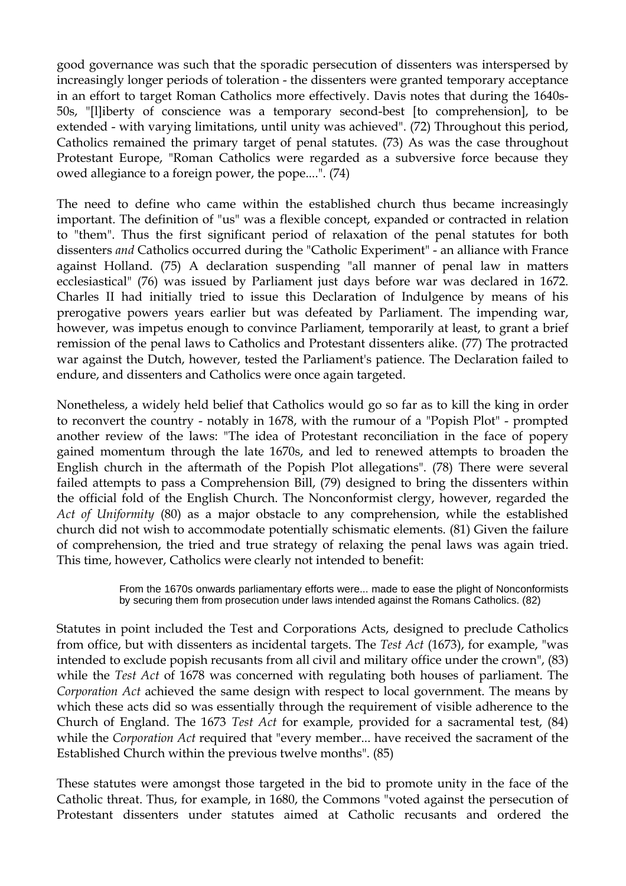good governance was such that the sporadic persecution of dissenters was interspersed by increasingly longer periods of toleration - the dissenters were granted temporary acceptance in an effort to target Roman Catholics more effectively. Davis notes that during the 1640s-50s, "[l]iberty of conscience was a temporary second-best [to comprehension], to be extended - with varying limitations, until unity was achieved". (72) Throughout this period, Catholics remained the primary target of penal statutes. (73) As was the case throughout Protestant Europe, "Roman Catholics were regarded as a subversive force because they owed allegiance to a foreign power, the pope....". (74)

The need to define who came within the established church thus became increasingly important. The definition of "us" was a flexible concept, expanded or contracted in relation to "them". Thus the first significant period of relaxation of the penal statutes for both dissenters *and* Catholics occurred during the "Catholic Experiment" - an alliance with France against Holland. (75) A declaration suspending "all manner of penal law in matters ecclesiastical" (76) was issued by Parliament just days before war was declared in 1672. Charles II had initially tried to issue this Declaration of Indulgence by means of his prerogative powers years earlier but was defeated by Parliament. The impending war, however, was impetus enough to convince Parliament, temporarily at least, to grant a brief remission of the penal laws to Catholics and Protestant dissenters alike. (77) The protracted war against the Dutch, however, tested the Parliament's patience. The Declaration failed to endure, and dissenters and Catholics were once again targeted.

Nonetheless, a widely held belief that Catholics would go so far as to kill the king in order to reconvert the country - notably in 1678, with the rumour of a "Popish Plot" - prompted another review of the laws: "The idea of Protestant reconciliation in the face of popery gained momentum through the late 1670s, and led to renewed attempts to broaden the English church in the aftermath of the Popish Plot allegations". (78) There were several failed attempts to pass a Comprehension Bill, (79) designed to bring the dissenters within the official fold of the English Church. The Nonconformist clergy, however, regarded the *Act of Uniformity* (80) as a major obstacle to any comprehension, while the established church did not wish to accommodate potentially schismatic elements. (81) Given the failure of comprehension, the tried and true strategy of relaxing the penal laws was again tried. This time, however, Catholics were clearly not intended to benefit:

> From the 1670s onwards parliamentary efforts were... made to ease the plight of Nonconformists by securing them from prosecution under laws intended against the Romans Catholics. (82)

Statutes in point included the Test and Corporations Acts, designed to preclude Catholics from office, but with dissenters as incidental targets. The *Test Act* (1673), for example, "was intended to exclude popish recusants from all civil and military office under the crown", (83) while the *Test Act* of 1678 was concerned with regulating both houses of parliament. The *Corporation Act* achieved the same design with respect to local government. The means by which these acts did so was essentially through the requirement of visible adherence to the Church of England. The 1673 *Test Act* for example, provided for a sacramental test, (84) while the *Corporation Act* required that "every member... have received the sacrament of the Established Church within the previous twelve months". (85)

These statutes were amongst those targeted in the bid to promote unity in the face of the Catholic threat. Thus, for example, in 1680, the Commons "voted against the persecution of Protestant dissenters under statutes aimed at Catholic recusants and ordered the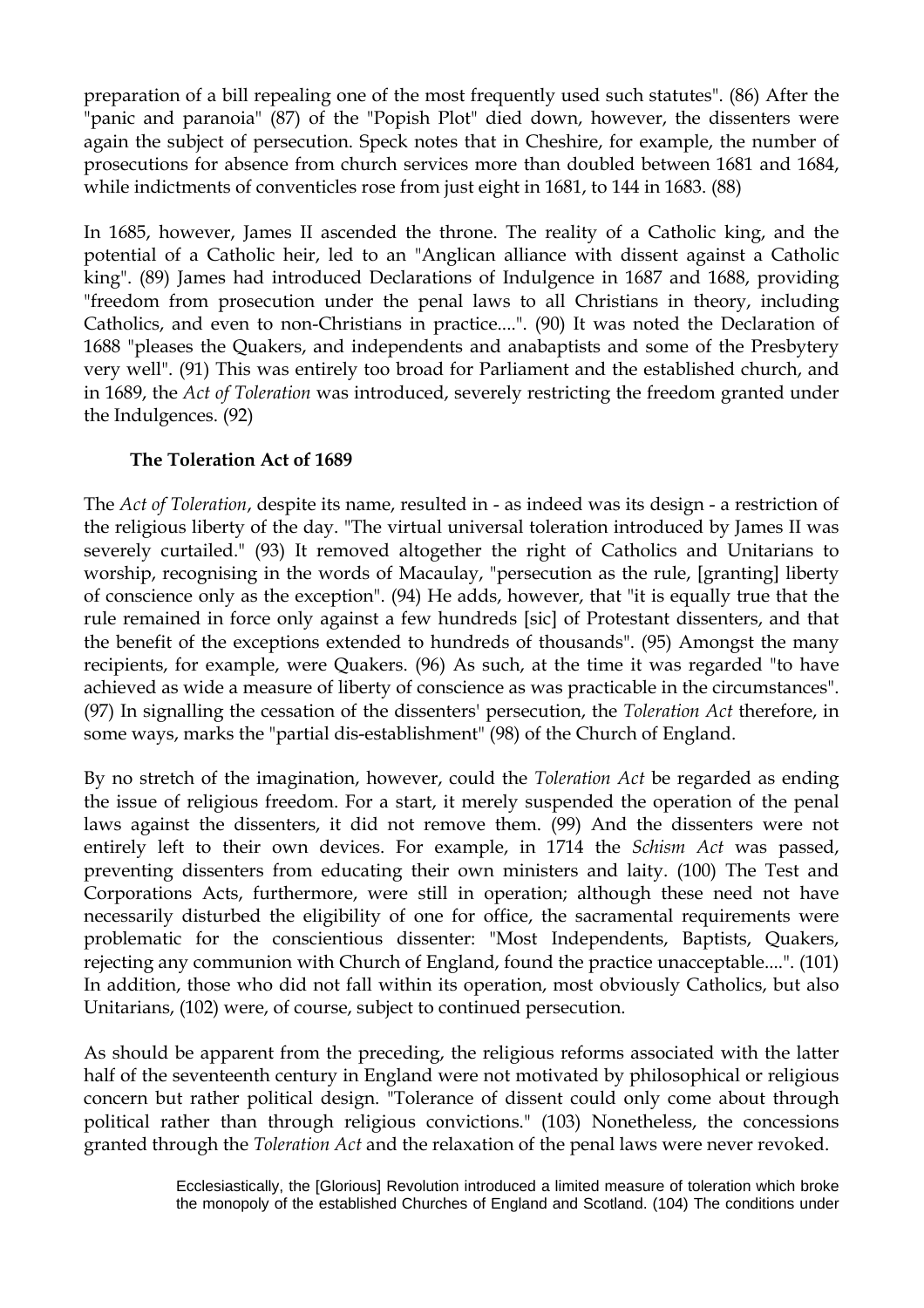preparation of a bill repealing one of the most frequently used such statutes". (86) After the "panic and paranoia" (87) of the "Popish Plot" died down, however, the dissenters were again the subject of persecution. Speck notes that in Cheshire, for example, the number of prosecutions for absence from church services more than doubled between 1681 and 1684, while indictments of conventicles rose from just eight in 1681, to 144 in 1683. (88)

In 1685, however, James II ascended the throne. The reality of a Catholic king, and the potential of a Catholic heir, led to an "Anglican alliance with dissent against a Catholic king". (89) James had introduced Declarations of Indulgence in 1687 and 1688, providing "freedom from prosecution under the penal laws to all Christians in theory, including Catholics, and even to non-Christians in practice....". (90) It was noted the Declaration of 1688 "pleases the Quakers, and independents and anabaptists and some of the Presbytery very well". (91) This was entirely too broad for Parliament and the established church, and in 1689, the *Act of Toleration* was introduced, severely restricting the freedom granted under the Indulgences. (92)

### The Toleration Act of 1689

The *Act of Toleration*, despite its name, resulted in - as indeed was its design - a restriction of the religious liberty of the day. "The virtual universal toleration introduced by James II was severely curtailed." (93) It removed altogether the right of Catholics and Unitarians to worship, recognising in the words of Macaulay, "persecution as the rule, [granting] liberty of conscience only as the exception". (94) He adds, however, that "it is equally true that the rule remained in force only against a few hundreds [sic] of Protestant dissenters, and that the benefit of the exceptions extended to hundreds of thousands". (95) Amongst the many recipients, for example, were Quakers. (96) As such, at the time it was regarded "to have achieved as wide a measure of liberty of conscience as was practicable in the circumstances". (97) In signalling the cessation of the dissenters' persecution, the *Toleration Act* therefore, in some ways, marks the "partial dis-establishment" (98) of the Church of England.

By no stretch of the imagination, however, could the *Toleration Act* be regarded as ending the issue of religious freedom. For a start, it merely suspended the operation of the penal laws against the dissenters, it did not remove them. (99) And the dissenters were not entirely left to their own devices. For example, in 1714 the *Schism Act* was passed, preventing dissenters from educating their own ministers and laity. (100) The Test and Corporations Acts, furthermore, were still in operation; although these need not have necessarily disturbed the eligibility of one for office, the sacramental requirements were problematic for the conscientious dissenter: "Most Independents, Baptists, Quakers, rejecting any communion with Church of England, found the practice unacceptable....". (101) In addition, those who did not fall within its operation, most obviously Catholics, but also Unitarians, (102) were, of course, subject to continued persecution.

As should be apparent from the preceding, the religious reforms associated with the latter half of the seventeenth century in England were not motivated by philosophical or religious concern but rather political design. "Tolerance of dissent could only come about through political rather than through religious convictions." (103) Nonetheless, the concessions granted through the *Toleration Act* and the relaxation of the penal laws were never revoked.

> Ecclesiastically, the [Glorious] Revolution introduced a limited measure of toleration which broke the monopoly of the established Churches of England and Scotland. (104) The conditions under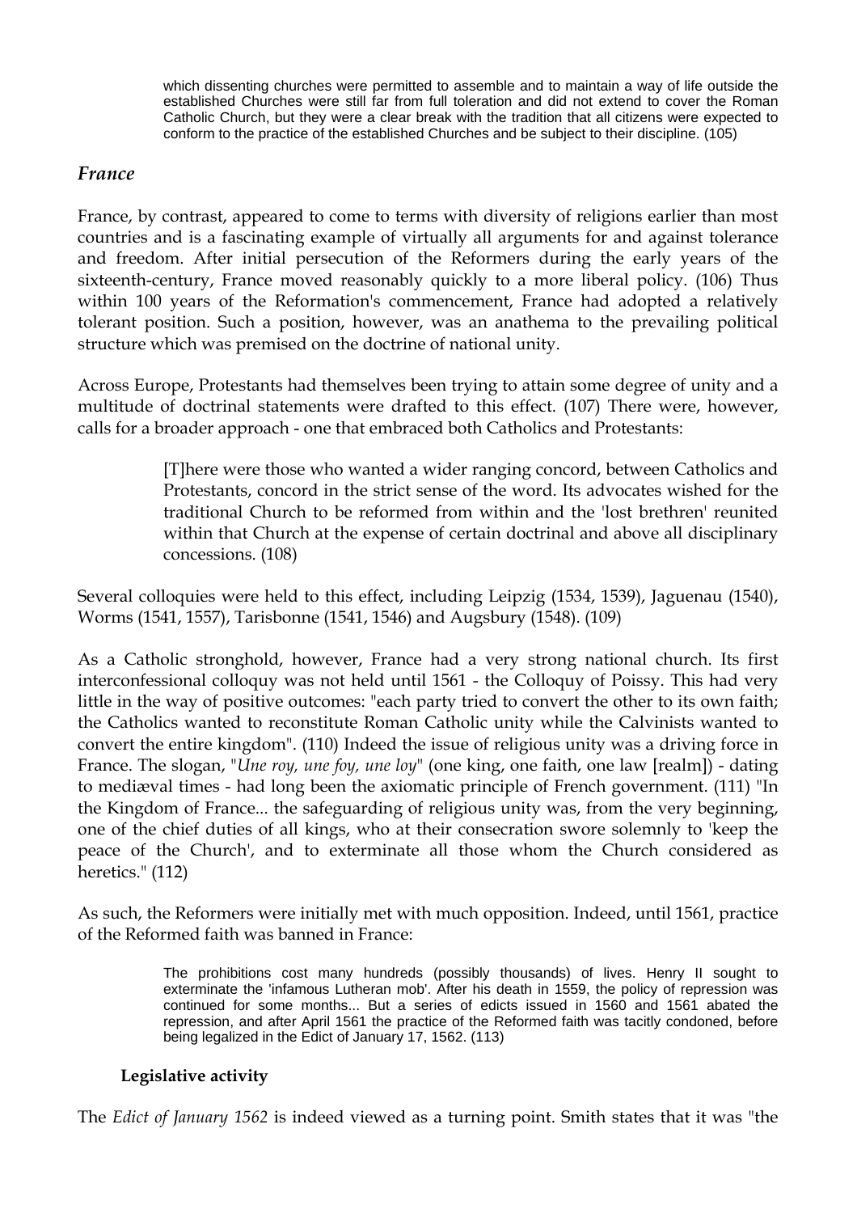> which dissenting churches were permitted to assemble and to maintain a way of life outside the established Churches were still far from full toleration and did not extend to cover the Roman Catholic Church, but they were a clear break with the tradition that all citizens were expected to conform to the practice of the established Churches and be subject to their discipline. (105)

## *France*

France, by contrast, appeared to come to terms with diversity of religions earlier than most countries and is a fascinating example of virtually all arguments for and against tolerance and freedom. After initial persecution of the Reformers during the early years of the sixteenth-century, France moved reasonably quickly to a more liberal policy. (106) Thus within 100 years of the Reformation's commencement, France had adopted a relatively tolerant position. Such a position, however, was an anathema to the prevailing political structure which was premised on the doctrine of national unity.

Across Europe, Protestants had themselves been trying to attain some degree of unity and a multitude of doctrinal statements were drafted to this effect. (107) There were, however, calls for a broader approach - one that embraced both Catholics and Protestants:

> [T]here were those who wanted a wider ranging concord, between Catholics and Protestants, concord in the strict sense of the word. Its advocates wished for the traditional Church to be reformed from within and the 'lost brethren' reunited within that Church at the expense of certain doctrinal and above all disciplinary concessions. (108)

Several colloquies were held to this effect, including Leipzig (1534, 1539), Jaguenau (1540), Worms (1541, 1557), Tarisbonne (1541, 1546) and Augsbury (1548). (109)

As a Catholic stronghold, however, France had a very strong national church. Its first interconfessional colloquy was not held until 1561 - the Colloquy of Poissy. This had very little in the way of positive outcomes: "each party tried to convert the other to its own faith; the Catholics wanted to reconstitute Roman Catholic unity while the Calvinists wanted to convert the entire kingdom". (110) Indeed the issue of religious unity was a driving force in France. The slogan, "*Une roy, une foy, une loy*" (one king, one faith, one law [realm]) - dating to mediæval times - had long been the axiomatic principle of French government. (111) "In the Kingdom of France... the safeguarding of religious unity was, from the very beginning, one of the chief duties of all kings, who at their consecration swore solemnly to 'keep the peace of the Church', and to exterminate all those whom the Church considered as heretics." (112)

As such, the Reformers were initially met with much opposition. Indeed, until 1561, practice of the Reformed faith was banned in France:

> The prohibitions cost many hundreds (possibly thousands) of lives. Henry II sought to exterminate the 'infamous Lutheran mob'. After his death in 1559, the policy of repression was continued for some months... But a series of edicts issued in 1560 and 1561 abated the repression, and after April 1561 the practice of the Reformed faith was tacitly condoned, before being legalized in the Edict of January 17, 1562. (113)

### Legislative activity

The *Edict of January 1562* is indeed viewed as a turning point. Smith states that it was "the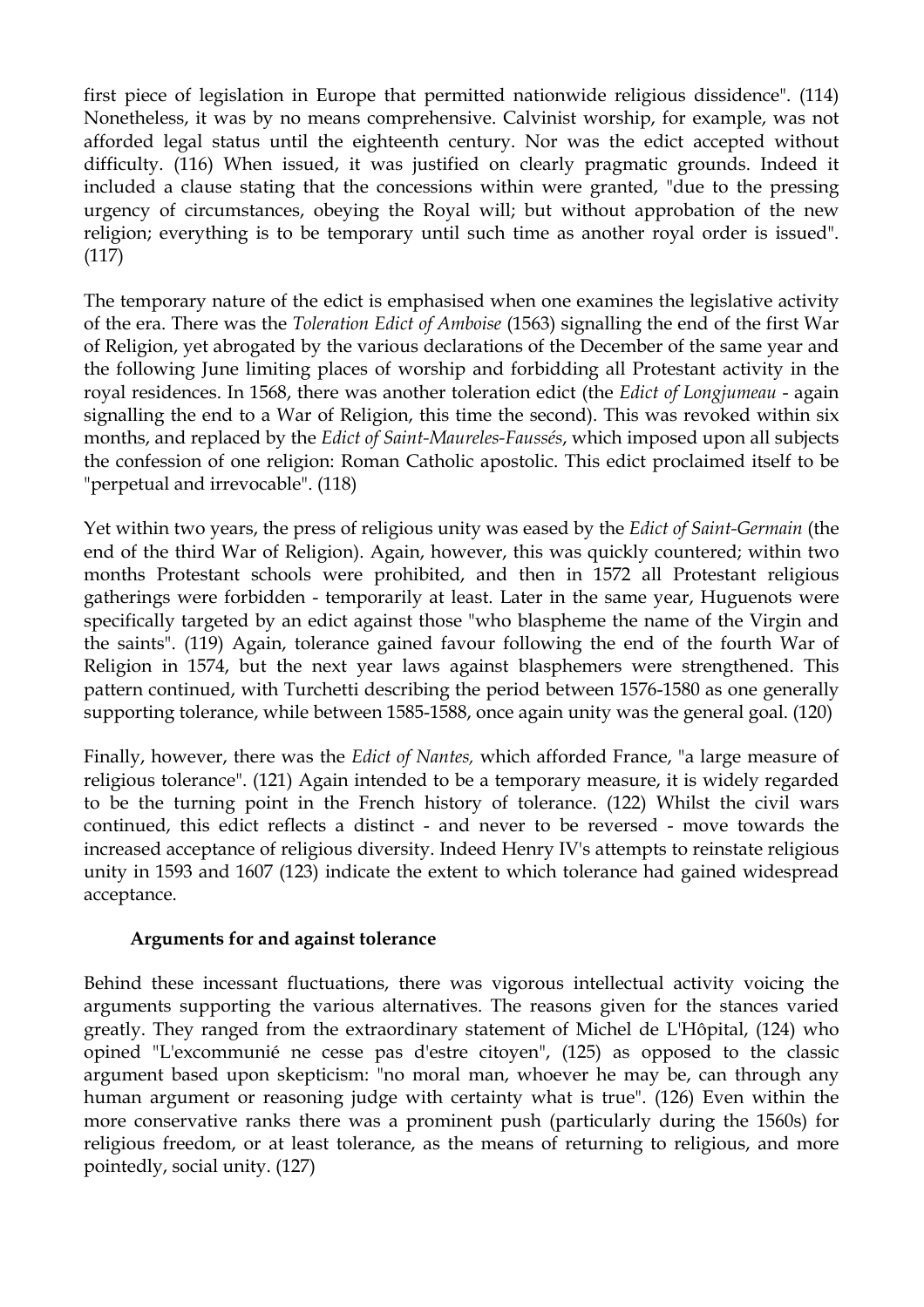first piece of legislation in Europe that permitted nationwide religious dissidence". (114) Nonetheless, it was by no means comprehensive. Calvinist worship, for example, was not afforded legal status until the eighteenth century. Nor was the edict accepted without difficulty. (116) When issued, it was justified on clearly pragmatic grounds. Indeed it included a clause stating that the concessions within were granted, "due to the pressing urgency of circumstances, obeying the Royal will; but without approbation of the new religion; everything is to be temporary until such time as another royal order is issued". (117)

The temporary nature of the edict is emphasised when one examines the legislative activity of the era. There was the *Toleration Edict of Amboise* (1563) signalling the end of the first War of Religion, yet abrogated by the various declarations of the December of the same year and the following June limiting places of worship and forbidding all Protestant activity in the royal residences. In 1568, there was another toleration edict (the *Edict of Longjumeau* - again signalling the end to a War of Religion, this time the second). This was revoked within six months, and replaced by the *Edict of Saint-Maureles-Faussés*, which imposed upon all subjects the confession of one religion: Roman Catholic apostolic. This edict proclaimed itself to be "perpetual and irrevocable". (118)

Yet within two years, the press of religious unity was eased by the *Edict of Saint-Germain* (the end of the third War of Religion). Again, however, this was quickly countered; within two months Protestant schools were prohibited, and then in 1572 all Protestant religious gatherings were forbidden - temporarily at least. Later in the same year, Huguenots were specifically targeted by an edict against those "who blaspheme the name of the Virgin and the saints". (119) Again, tolerance gained favour following the end of the fourth War of Religion in 1574, but the next year laws against blasphemers were strengthened. This pattern continued, with Turchetti describing the period between 1576-1580 as one generally supporting tolerance, while between 1585-1588, once again unity was the general goal. (120)

Finally, however, there was the *Edict of Nantes,* which afforded France, "a large measure of religious tolerance". (121) Again intended to be a temporary measure, it is widely regarded to be the turning point in the French history of tolerance. (122) Whilst the civil wars continued, this edict reflects a distinct - and never to be reversed - move towards the increased acceptance of religious diversity. Indeed Henry IV's attempts to reinstate religious unity in 1593 and 1607 (123) indicate the extent to which tolerance had gained widespread acceptance.

### Arguments for and against tolerance

Behind these incessant fluctuations, there was vigorous intellectual activity voicing the arguments supporting the various alternatives. The reasons given for the stances varied greatly. They ranged from the extraordinary statement of Michel de L'Hôpital, (124) who opined "L'excommunié ne cesse pas d'estre citoyen", (125) as opposed to the classic argument based upon skepticism: "no moral man, whoever he may be, can through any human argument or reasoning judge with certainty what is true". (126) Even within the more conservative ranks there was a prominent push (particularly during the 1560s) for religious freedom, or at least tolerance, as the means of returning to religious, and more pointedly, social unity. (127)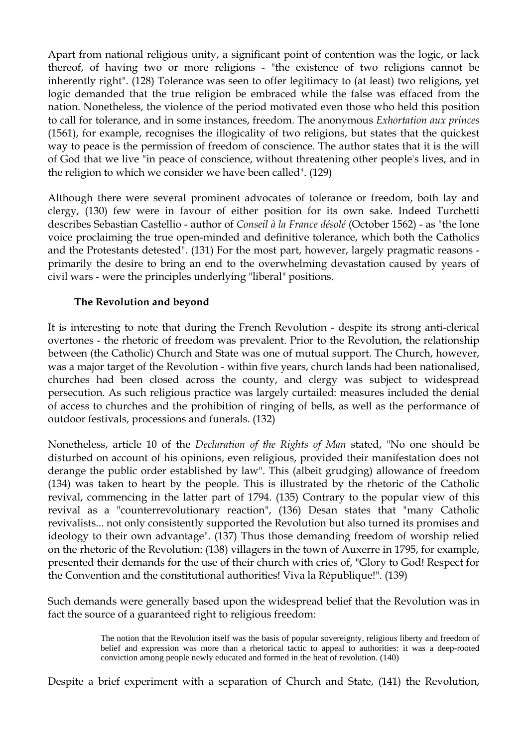Apart from national religious unity, a significant point of contention was the logic, or lack thereof, of having two or more religions - "the existence of two religions cannot be inherently right". (128) Tolerance was seen to offer legitimacy to (at least) two religions, yet logic demanded that the true religion be embraced while the false was effaced from the nation. Nonetheless, the violence of the period motivated even those who held this position to call for tolerance, and in some instances, freedom. The anonymous *Exhortation aux princes* (1561), for example, recognises the illogicality of two religions, but states that the quickest way to peace is the permission of freedom of conscience. The author states that it is the will of God that we live "in peace of conscience, without threatening other people's lives, and in the religion to which we consider we have been called". (129)

Although there were several prominent advocates of tolerance or freedom, both lay and clergy, (130) few were in favour of either position for its own sake. Indeed Turchetti describes Sebastian Castellio - author of *Conseil à la France désolé* (October 1562) - as "the lone voice proclaiming the true open-minded and definitive tolerance, which both the Catholics and the Protestants detested". (131) For the most part, however, largely pragmatic reasons - primarily the desire to bring an end to the overwhelming devastation caused by years of civil wars - were the principles underlying "liberal" positions.

### The Revolution and beyond

It is interesting to note that during the French Revolution - despite its strong anti-clerical overtones - the rhetoric of freedom was prevalent. Prior to the Revolution, the relationship between (the Catholic) Church and State was one of mutual support. The Church, however, was a major target of the Revolution - within five years, church lands had been nationalised, churches had been closed across the county, and clergy was subject to widespread persecution. As such religious practice was largely curtailed: measures included the denial of access to churches and the prohibition of ringing of bells, as well as the performance of outdoor festivals, processions and funerals. (132)

Nonetheless, article 10 of the *Declaration of the Rights of Man* stated, "No one should be disturbed on account of his opinions, even religious, provided their manifestation does not derange the public order established by law". This (albeit grudging) allowance of freedom (134) was taken to heart by the people. This is illustrated by the rhetoric of the Catholic revival, commencing in the latter part of 1794. (135) Contrary to the popular view of this revival as a "counterrevolutionary reaction", (136) Desan states that "many Catholic revivalists... not only consistently supported the Revolution but also turned its promises and ideology to their own advantage". (137) Thus those demanding freedom of worship relied on the rhetoric of the Revolution: (138) villagers in the town of Auxerre in 1795, for example, presented their demands for the use of their church with cries of, "Glory to God! Respect for the Convention and the constitutional authorities! Viva la République!". (139)

Such demands were generally based upon the widespread belief that the Revolution was in fact the source of a guaranteed right to religious freedom:

> The notion that the Revolution itself was the basis of popular sovereignty, religious liberty and freedom of belief and expression was more than a rhetorical tactic to appeal to authorities: it was a deep-rooted conviction among people newly educated and formed in the heat of revolution. (140)

Despite a brief experiment with a separation of Church and State, (141) the Revolution,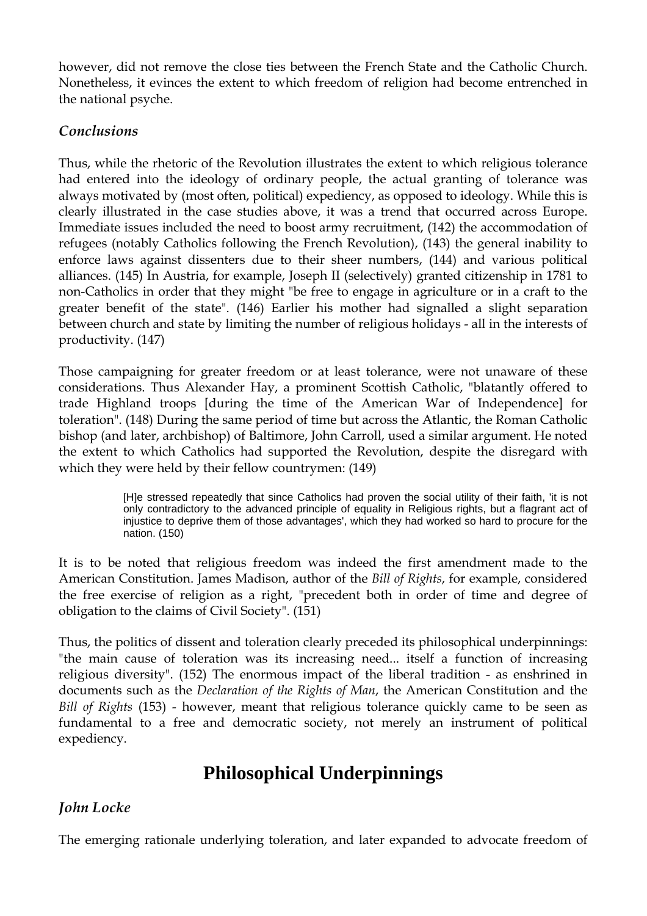however, did not remove the close ties between the French State and the Catholic Church. Nonetheless, it evinces the extent to which freedom of religion had become entrenched in the national psyche.

### *Conclusions*

Thus, while the rhetoric of the Revolution illustrates the extent to which religious tolerance had entered into the ideology of ordinary people, the actual granting of tolerance was always motivated by (most often, political) expediency, as opposed to ideology. While this is clearly illustrated in the case studies above, it was a trend that occurred across Europe. Immediate issues included the need to boost army recruitment, (142) the accommodation of refugees (notably Catholics following the French Revolution), (143) the general inability to enforce laws against dissenters due to their sheer numbers, (144) and various political alliances. (145) In Austria, for example, Joseph II (selectively) granted citizenship in 1781 to non-Catholics in order that they might "be free to engage in agriculture or in a craft to the greater benefit of the state". (146) Earlier his mother had signalled a slight separation between church and state by limiting the number of religious holidays - all in the interests of productivity. (147)

Those campaigning for greater freedom or at least tolerance, were not unaware of these considerations. Thus Alexander Hay, a prominent Scottish Catholic, "blatantly offered to trade Highland troops [during the time of the American War of Independence] for toleration". (148) During the same period of time but across the Atlantic, the Roman Catholic bishop (and later, archbishop) of Baltimore, John Carroll, used a similar argument. He noted the extent to which Catholics had supported the Revolution, despite the disregard with which they were held by their fellow countrymen: (149)

> [H]e stressed repeatedly that since Catholics had proven the social utility of their faith, 'it is not only contradictory to the advanced principle of equality in Religious rights, but a flagrant act of injustice to deprive them of those advantages', which they had worked so hard to procure for the nation. (150)

It is to be noted that religious freedom was indeed the first amendment made to the American Constitution. James Madison, author of the *Bill of Rights*, for example, considered the free exercise of religion as a right, "precedent both in order of time and degree of obligation to the claims of Civil Society". (151)

Thus, the politics of dissent and toleration clearly preceded its philosophical underpinnings: "the main cause of toleration was its increasing need... itself a function of increasing religious diversity". (152) The enormous impact of the liberal tradition - as enshrined in documents such as the *Declaration of the Rights of Man*, the American Constitution and the *Bill of Rights* (153) - however, meant that religious tolerance quickly came to be seen as fundamental to a free and democratic society, not merely an instrument of political expediency.

## Philosophical Underpinnings

### *John Locke*

The emerging rationale underlying toleration, and later expanded to advocate freedom of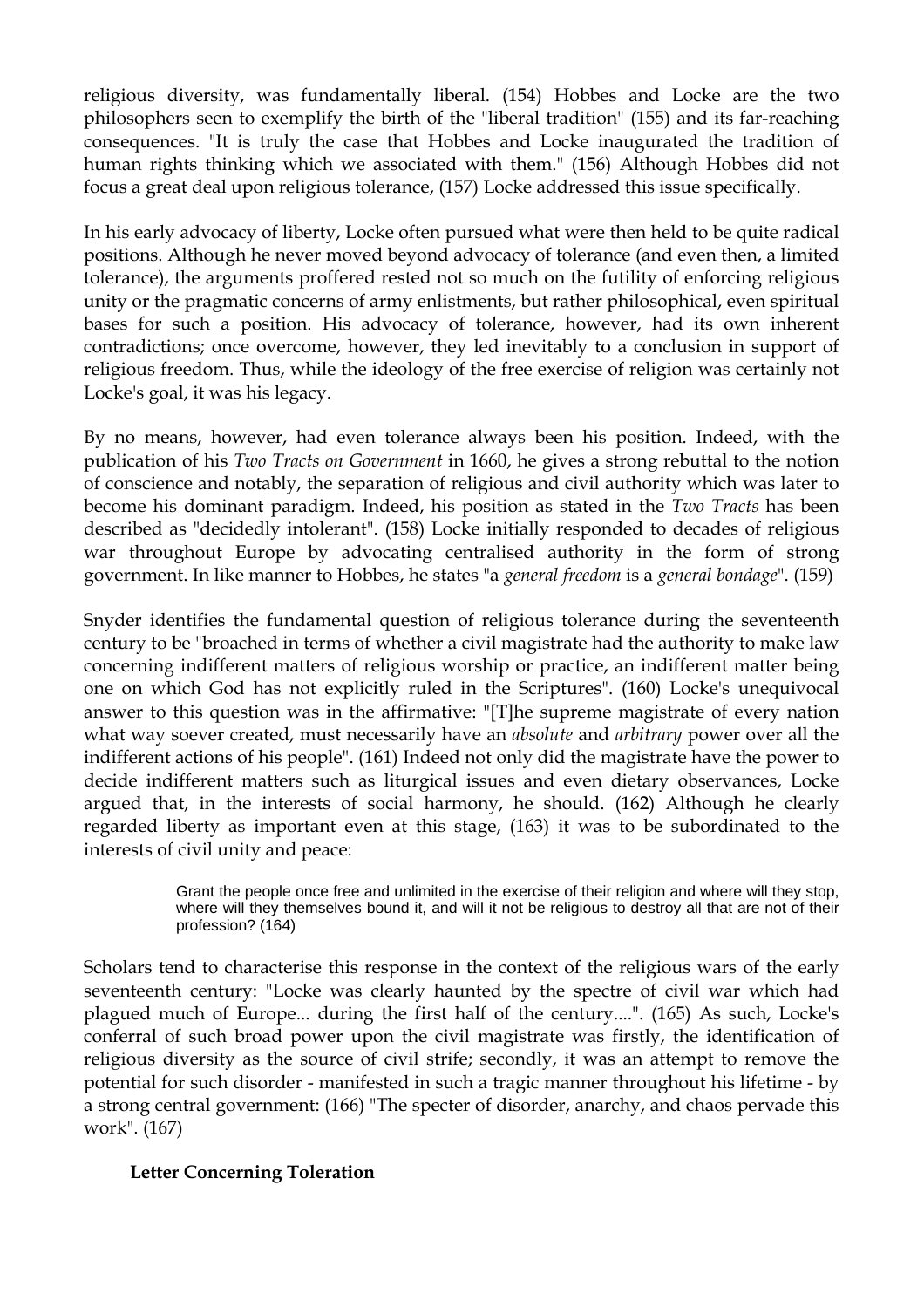religious diversity, was fundamentally liberal. (154) Hobbes and Locke are the two philosophers seen to exemplify the birth of the "liberal tradition" (155) and its far-reaching consequences. "It is truly the case that Hobbes and Locke inaugurated the tradition of human rights thinking which we associated with them." (156) Although Hobbes did not focus a great deal upon religious tolerance, (157) Locke addressed this issue specifically.

In his early advocacy of liberty, Locke often pursued what were then held to be quite radical positions. Although he never moved beyond advocacy of tolerance (and even then, a limited tolerance), the arguments proffered rested not so much on the futility of enforcing religious unity or the pragmatic concerns of army enlistments, but rather philosophical, even spiritual bases for such a position. His advocacy of tolerance, however, had its own inherent contradictions; once overcome, however, they led inevitably to a conclusion in support of religious freedom. Thus, while the ideology of the free exercise of religion was certainly not Locke's goal, it was his legacy.

By no means, however, had even tolerance always been his position. Indeed, with the publication of his *Two Tracts on Government* in 1660, he gives a strong rebuttal to the notion of conscience and notably, the separation of religious and civil authority which was later to become his dominant paradigm. Indeed, his position as stated in the *Two Tracts* has been described as "decidedly intolerant". (158) Locke initially responded to decades of religious war throughout Europe by advocating centralised authority in the form of strong government. In like manner to Hobbes, he states "a *general freedom* is a *general bondage*". (159)

Snyder identifies the fundamental question of religious tolerance during the seventeenth century to be "broached in terms of whether a civil magistrate had the authority to make law concerning indifferent matters of religious worship or practice, an indifferent matter being one on which God has not explicitly ruled in the Scriptures". (160) Locke's unequivocal answer to this question was in the affirmative: "[T]he supreme magistrate of every nation what way soever created, must necessarily have an *absolute* and *arbitrary* power over all the indifferent actions of his people". (161) Indeed not only did the magistrate have the power to decide indifferent matters such as liturgical issues and even dietary observances, Locke argued that, in the interests of social harmony, he should. (162) Although he clearly regarded liberty as important even at this stage, (163) it was to be subordinated to the interests of civil unity and peace:

> Grant the people once free and unlimited in the exercise of their religion and where will they stop, where will they themselves bound it, and will it not be religious to destroy all that are not of their profession? (164)

Scholars tend to characterise this response in the context of the religious wars of the early seventeenth century: "Locke was clearly haunted by the spectre of civil war which had plagued much of Europe... during the first half of the century....". (165) As such, Locke's conferral of such broad power upon the civil magistrate was firstly, the identification of religious diversity as the source of civil strife; secondly, it was an attempt to remove the potential for such disorder - manifested in such a tragic manner throughout his lifetime - by a strong central government: (166) "The specter of disorder, anarchy, and chaos pervade this work". (167)

### Letter Concerning Toleration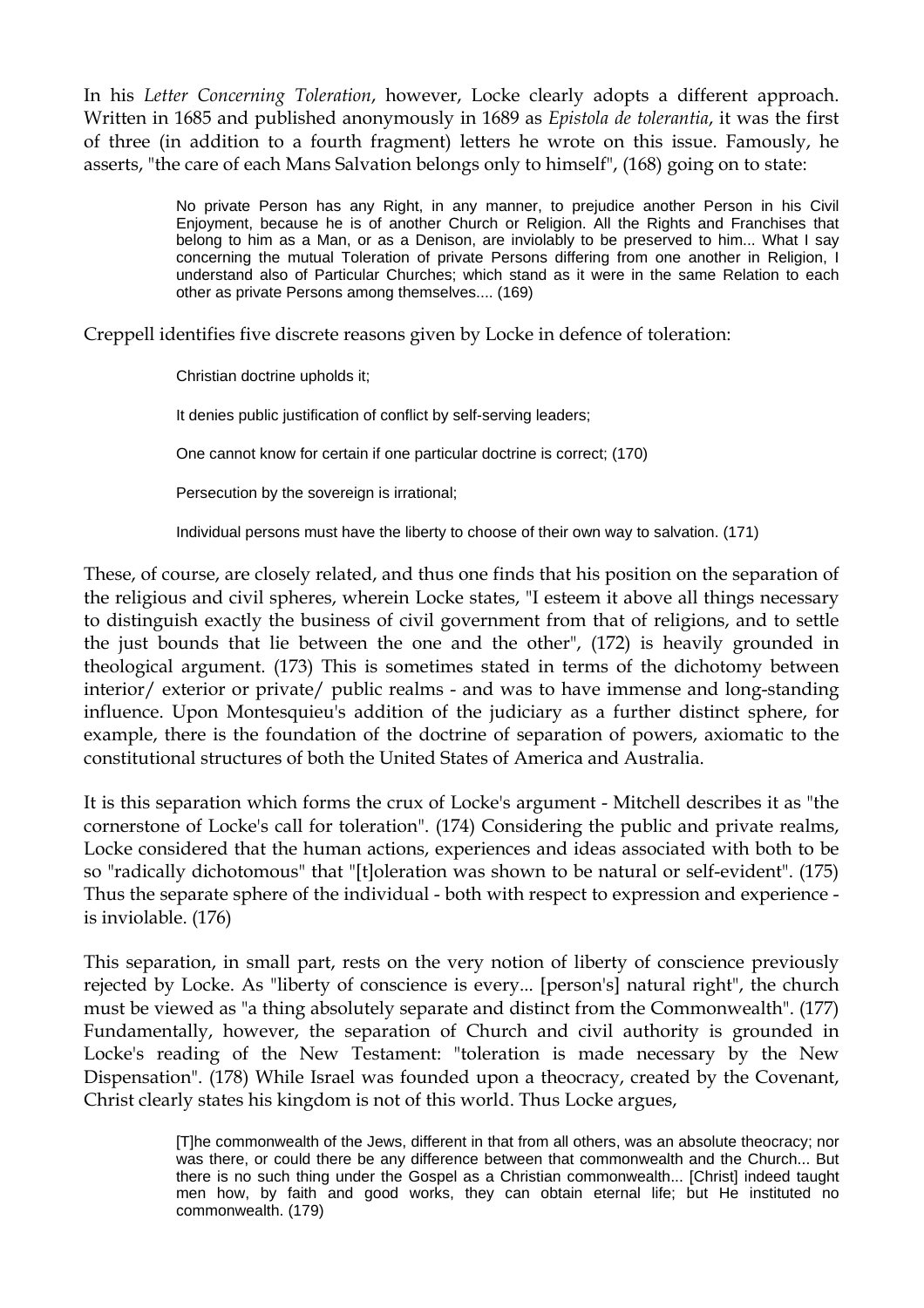In his *Letter Concerning Toleration*, however, Locke clearly adopts a different approach. Written in 1685 and published anonymously in 1689 as *Epistola de tolerantia*, it was the first of three (in addition to a fourth fragment) letters he wrote on this issue. Famously, he asserts, "the care of each Mans Salvation belongs only to himself", (168) going on to state:

> No private Person has any Right, in any manner, to prejudice another Person in his Civil Enjoyment, because he is of another Church or Religion. All the Rights and Franchises that belong to him as a Man, or as a Denison, are inviolably to be preserved to him... What I say concerning the mutual Toleration of private Persons differing from one another in Religion, I understand also of Particular Churches; which stand as it were in the same Relation to each other as private Persons among themselves.... (169)

Creppell identifies five discrete reasons given by Locke in defence of toleration:

> Christian doctrine upholds it;
>
> It denies public justification of conflict by self-serving leaders;
>
> One cannot know for certain if one particular doctrine is correct; (170)
>
> Persecution by the sovereign is irrational;
>
> Individual persons must have the liberty to choose of their own way to salvation. (171)

These, of course, are closely related, and thus one finds that his position on the separation of the religious and civil spheres, wherein Locke states, "I esteem it above all things necessary to distinguish exactly the business of civil government from that of religions, and to settle the just bounds that lie between the one and the other", (172) is heavily grounded in theological argument. (173) This is sometimes stated in terms of the dichotomy between interior/ exterior or private/ public realms - and was to have immense and long-standing influence. Upon Montesquieu's addition of the judiciary as a further distinct sphere, for example, there is the foundation of the doctrine of separation of powers, axiomatic to the constitutional structures of both the United States of America and Australia.

It is this separation which forms the crux of Locke's argument - Mitchell describes it as "the cornerstone of Locke's call for toleration". (174) Considering the public and private realms, Locke considered that the human actions, experiences and ideas associated with both to be so "radically dichotomous" that "[t]oleration was shown to be natural or self-evident". (175) Thus the separate sphere of the individual - both with respect to expression and experience - is inviolable. (176)

This separation, in small part, rests on the very notion of liberty of conscience previously rejected by Locke. As "liberty of conscience is every... [person's] natural right", the church must be viewed as "a thing absolutely separate and distinct from the Commonwealth". (177) Fundamentally, however, the separation of Church and civil authority is grounded in Locke's reading of the New Testament: "toleration is made necessary by the New Dispensation". (178) While Israel was founded upon a theocracy, created by the Covenant, Christ clearly states his kingdom is not of this world. Thus Locke argues,

> [T]he commonwealth of the Jews, different in that from all others, was an absolute theocracy; nor was there, or could there be any difference between that commonwealth and the Church... But there is no such thing under the Gospel as a Christian commonwealth... [Christ] indeed taught men how, by faith and good works, they can obtain eternal life; but He instituted no commonwealth. (179)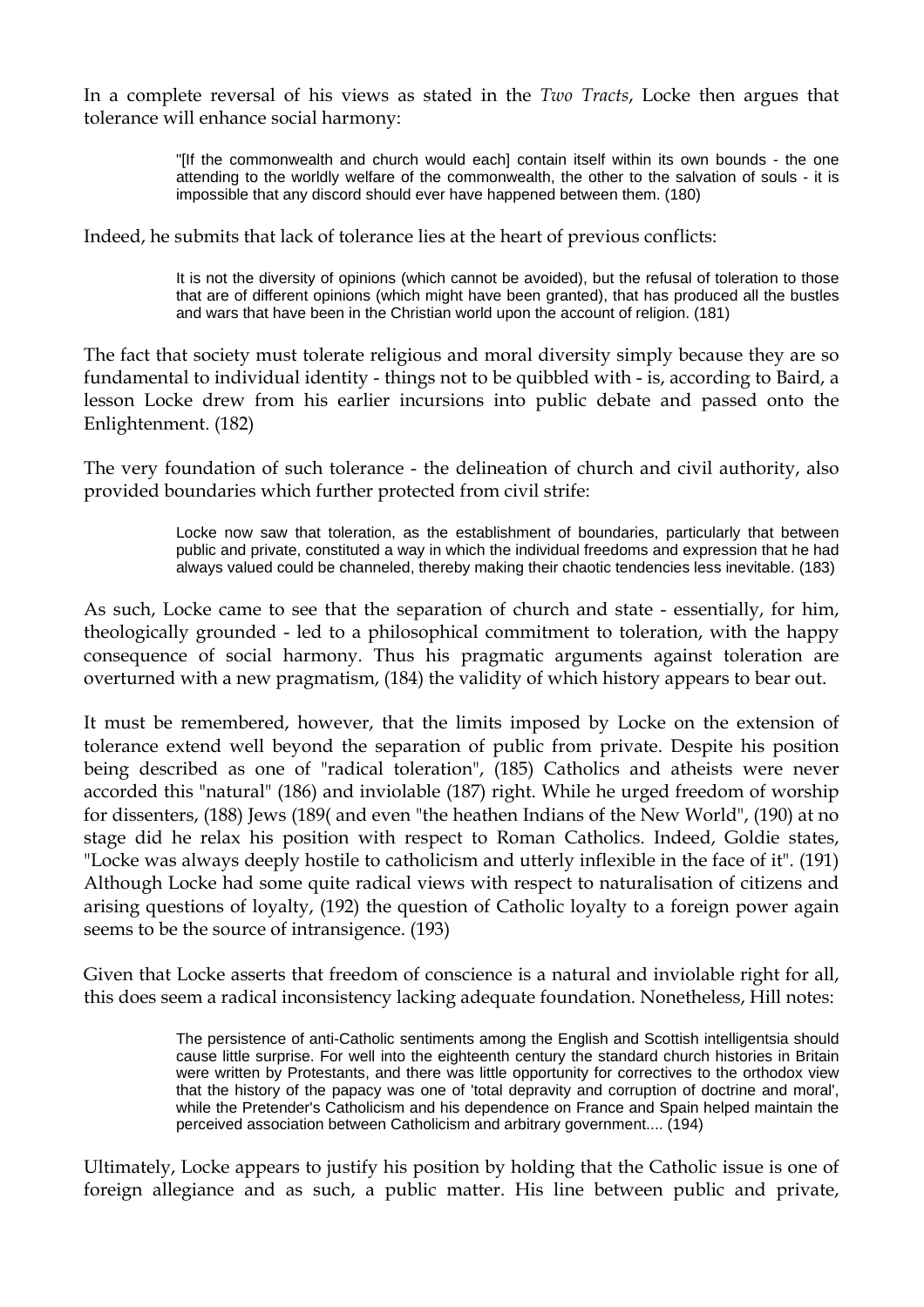In a complete reversal of his views as stated in the *Two Tracts*, Locke then argues that tolerance will enhance social harmony:

> "[If the commonwealth and church would each] contain itself within its own bounds - the one attending to the worldly welfare of the commonwealth, the other to the salvation of souls - it is impossible that any discord should ever have happened between them. (180)

Indeed, he submits that lack of tolerance lies at the heart of previous conflicts:

> It is not the diversity of opinions (which cannot be avoided), but the refusal of toleration to those that are of different opinions (which might have been granted), that has produced all the bustles and wars that have been in the Christian world upon the account of religion. (181)

The fact that society must tolerate religious and moral diversity simply because they are so fundamental to individual identity - things not to be quibbled with - is, according to Baird, a lesson Locke drew from his earlier incursions into public debate and passed onto the Enlightenment. (182)

The very foundation of such tolerance - the delineation of church and civil authority, also provided boundaries which further protected from civil strife:

> Locke now saw that toleration, as the establishment of boundaries, particularly that between public and private, constituted a way in which the individual freedoms and expression that he had always valued could be channeled, thereby making their chaotic tendencies less inevitable. (183)

As such, Locke came to see that the separation of church and state - essentially, for him, theologically grounded - led to a philosophical commitment to toleration, with the happy consequence of social harmony. Thus his pragmatic arguments against toleration are overturned with a new pragmatism, (184) the validity of which history appears to bear out.

It must be remembered, however, that the limits imposed by Locke on the extension of tolerance extend well beyond the separation of public from private. Despite his position being described as one of "radical toleration", (185) Catholics and atheists were never accorded this "natural" (186) and inviolable (187) right. While he urged freedom of worship for dissenters, (188) Jews (189( and even "the heathen Indians of the New World", (190) at no stage did he relax his position with respect to Roman Catholics. Indeed, Goldie states, "Locke was always deeply hostile to catholicism and utterly inflexible in the face of it". (191) Although Locke had some quite radical views with respect to naturalisation of citizens and arising questions of loyalty, (192) the question of Catholic loyalty to a foreign power again seems to be the source of intransigence. (193)

Given that Locke asserts that freedom of conscience is a natural and inviolable right for all, this does seem a radical inconsistency lacking adequate foundation. Nonetheless, Hill notes:

> The persistence of anti-Catholic sentiments among the English and Scottish intelligentsia should cause little surprise. For well into the eighteenth century the standard church histories in Britain were written by Protestants, and there was little opportunity for correctives to the orthodox view that the history of the papacy was one of 'total depravity and corruption of doctrine and moral', while the Pretender's Catholicism and his dependence on France and Spain helped maintain the perceived association between Catholicism and arbitrary government.... (194)

Ultimately, Locke appears to justify his position by holding that the Catholic issue is one of foreign allegiance and as such, a public matter. His line between public and private,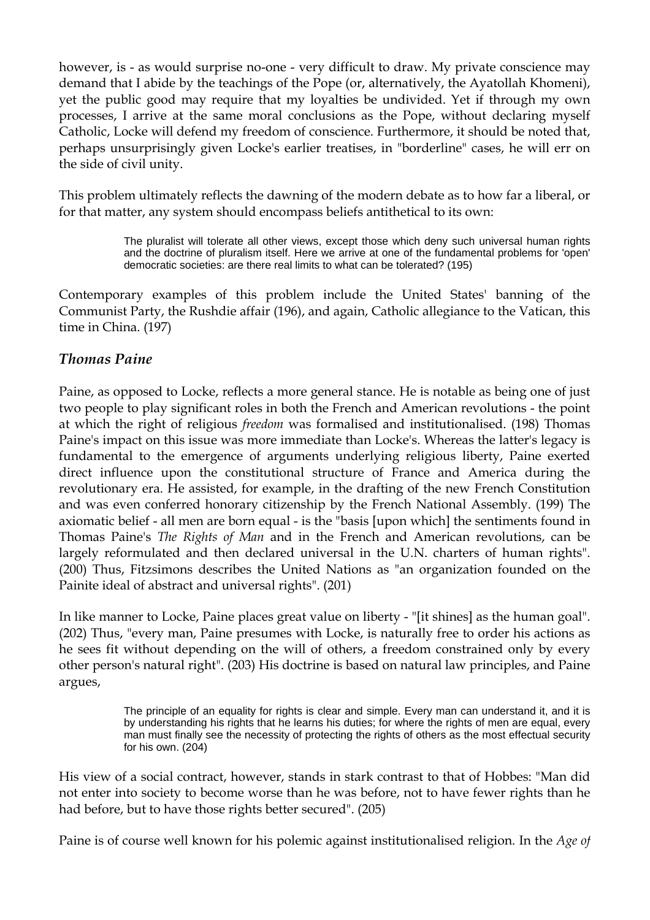however, is - as would surprise no-one - very difficult to draw. My private conscience may demand that I abide by the teachings of the Pope (or, alternatively, the Ayatollah Khomeni), yet the public good may require that my loyalties be undivided. Yet if through my own processes, I arrive at the same moral conclusions as the Pope, without declaring myself Catholic, Locke will defend my freedom of conscience. Furthermore, it should be noted that, perhaps unsurprisingly given Locke's earlier treatises, in "borderline" cases, he will err on the side of civil unity.

This problem ultimately reflects the dawning of the modern debate as to how far a liberal, or for that matter, any system should encompass beliefs antithetical to its own:

> The pluralist will tolerate all other views, except those which deny such universal human rights and the doctrine of pluralism itself. Here we arrive at one of the fundamental problems for 'open' democratic societies: are there real limits to what can be tolerated? (195)

Contemporary examples of this problem include the United States' banning of the Communist Party, the Rushdie affair (196), and again, Catholic allegiance to the Vatican, this time in China. (197)

### *Thomas Paine*

Paine, as opposed to Locke, reflects a more general stance. He is notable as being one of just two people to play significant roles in both the French and American revolutions - the point at which the right of religious *freedom* was formalised and institutionalised. (198) Thomas Paine's impact on this issue was more immediate than Locke's. Whereas the latter's legacy is fundamental to the emergence of arguments underlying religious liberty, Paine exerted direct influence upon the constitutional structure of France and America during the revolutionary era. He assisted, for example, in the drafting of the new French Constitution and was even conferred honorary citizenship by the French National Assembly. (199) The axiomatic belief - all men are born equal - is the "basis [upon which] the sentiments found in Thomas Paine's *The Rights of Man* and in the French and American revolutions, can be largely reformulated and then declared universal in the U.N. charters of human rights". (200) Thus, Fitzsimons describes the United Nations as "an organization founded on the Painite ideal of abstract and universal rights". (201)

In like manner to Locke, Paine places great value on liberty - "[it shines] as the human goal". (202) Thus, "every man, Paine presumes with Locke, is naturally free to order his actions as he sees fit without depending on the will of others, a freedom constrained only by every other person's natural right". (203) His doctrine is based on natural law principles, and Paine argues,

> The principle of an equality for rights is clear and simple. Every man can understand it, and it is by understanding his rights that he learns his duties; for where the rights of men are equal, every man must finally see the necessity of protecting the rights of others as the most effectual security for his own. (204)

His view of a social contract, however, stands in stark contrast to that of Hobbes: "Man did not enter into society to become worse than he was before, not to have fewer rights than he had before, but to have those rights better secured". (205)

Paine is of course well known for his polemic against institutionalised religion. In the *Age of*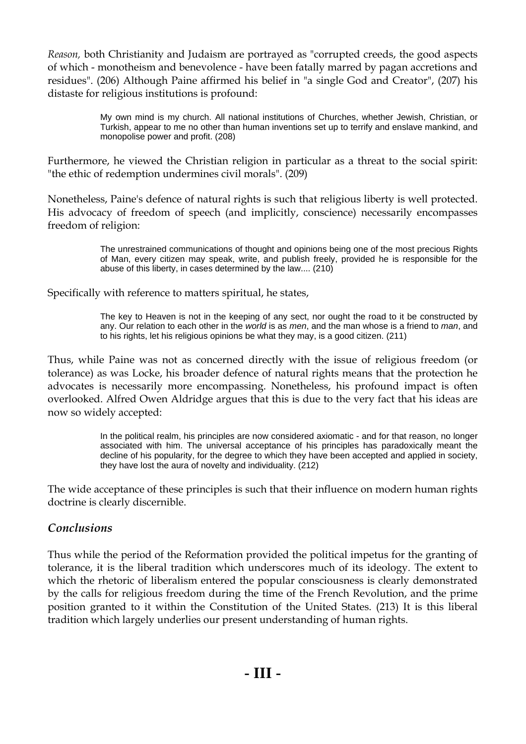*Reason,* both Christianity and Judaism are portrayed as "corrupted creeds, the good aspects of which - monotheism and benevolence - have been fatally marred by pagan accretions and residues". (206) Although Paine affirmed his belief in "a single God and Creator", (207) his distaste for religious institutions is profound:

> My own mind is my church. All national institutions of Churches, whether Jewish, Christian, or Turkish, appear to me no other than human inventions set up to terrify and enslave mankind, and monopolise power and profit. (208)

Furthermore, he viewed the Christian religion in particular as a threat to the social spirit: "the ethic of redemption undermines civil morals". (209)

Nonetheless, Paine's defence of natural rights is such that religious liberty is well protected. His advocacy of freedom of speech (and implicitly, conscience) necessarily encompasses freedom of religion:

> The unrestrained communications of thought and opinions being one of the most precious Rights of Man, every citizen may speak, write, and publish freely, provided he is responsible for the abuse of this liberty, in cases determined by the law.... (210)

Specifically with reference to matters spiritual, he states,

> The key to Heaven is not in the keeping of any sect, nor ought the road to it be constructed by any. Our relation to each other in the *world* is as *men*, and the man whose is a friend to *man*, and to his rights, let his religious opinions be what they may, is a good citizen. (211)

Thus, while Paine was not as concerned directly with the issue of religious freedom (or tolerance) as was Locke, his broader defence of natural rights means that the protection he advocates is necessarily more encompassing. Nonetheless, his profound impact is often overlooked. Alfred Owen Aldridge argues that this is due to the very fact that his ideas are now so widely accepted:

> In the political realm, his principles are now considered axiomatic - and for that reason, no longer associated with him. The universal acceptance of his principles has paradoxically meant the decline of his popularity, for the degree to which they have been accepted and applied in society, they have lost the aura of novelty and individuality. (212)

The wide acceptance of these principles is such that their influence on modern human rights doctrine is clearly discernible.

### *Conclusions*

Thus while the period of the Reformation provided the political impetus for the granting of tolerance, it is the liberal tradition which underscores much of its ideology. The extent to which the rhetoric of liberalism entered the popular consciousness is clearly demonstrated by the calls for religious freedom during the time of the French Revolution, and the prime position granted to it within the Constitution of the United States. (213) It is this liberal tradition which largely underlies our present understanding of human rights.

## - III -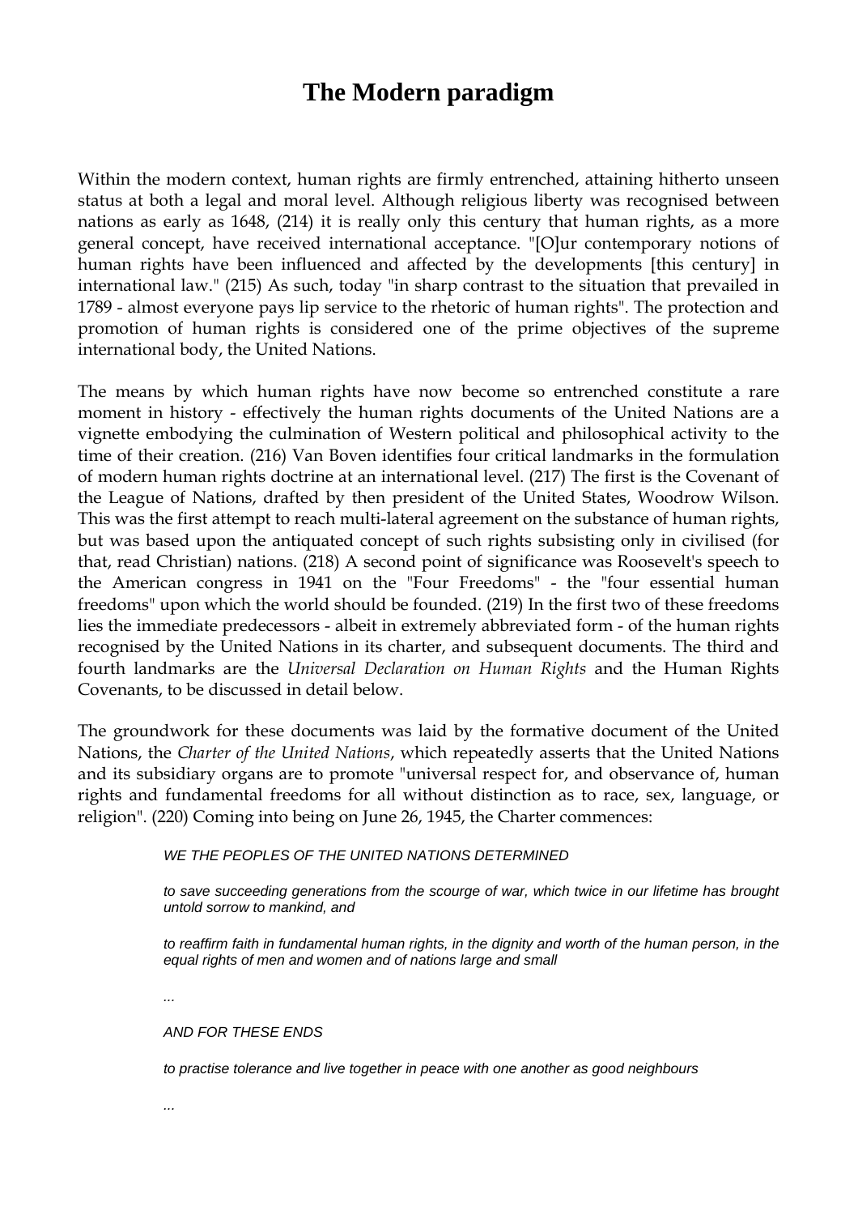# The Modern paradigm

Within the modern context, human rights are firmly entrenched, attaining hitherto unseen status at both a legal and moral level. Although religious liberty was recognised between nations as early as 1648, (214) it is really only this century that human rights, as a more general concept, have received international acceptance. "[O]ur contemporary notions of human rights have been influenced and affected by the developments [this century] in international law." (215) As such, today "in sharp contrast to the situation that prevailed in 1789 - almost everyone pays lip service to the rhetoric of human rights". The protection and promotion of human rights is considered one of the prime objectives of the supreme international body, the United Nations.

The means by which human rights have now become so entrenched constitute a rare moment in history - effectively the human rights documents of the United Nations are a vignette embodying the culmination of Western political and philosophical activity to the time of their creation. (216) Van Boven identifies four critical landmarks in the formulation of modern human rights doctrine at an international level. (217) The first is the Covenant of the League of Nations, drafted by then president of the United States, Woodrow Wilson. This was the first attempt to reach multi-lateral agreement on the substance of human rights, but was based upon the antiquated concept of such rights subsisting only in civilised (for that, read Christian) nations. (218) A second point of significance was Roosevelt's speech to the American congress in 1941 on the "Four Freedoms" - the "four essential human freedoms" upon which the world should be founded. (219) In the first two of these freedoms lies the immediate predecessors - albeit in extremely abbreviated form - of the human rights recognised by the United Nations in its charter, and subsequent documents. The third and fourth landmarks are the *Universal Declaration on Human Rights* and the Human Rights Covenants, to be discussed in detail below.

The groundwork for these documents was laid by the formative document of the United Nations, the *Charter of the United Nations*, which repeatedly asserts that the United Nations and its subsidiary organs are to promote "universal respect for, and observance of, human rights and fundamental freedoms for all without distinction as to race, sex, language, or religion". (220) Coming into being on June 26, 1945, the Charter commences:

> *WE THE PEOPLES OF THE UNITED NATIONS DETERMINED*
>
> *to save succeeding generations from the scourge of war, which twice in our lifetime has brought untold sorrow to mankind, and*
>
> *to reaffirm faith in fundamental human rights, in the dignity and worth of the human person, in the equal rights of men and women and of nations large and small*
>
> *...*
>
> *AND FOR THESE ENDS*
>
> *to practise tolerance and live together in peace with one another as good neighbours*
>
> *...*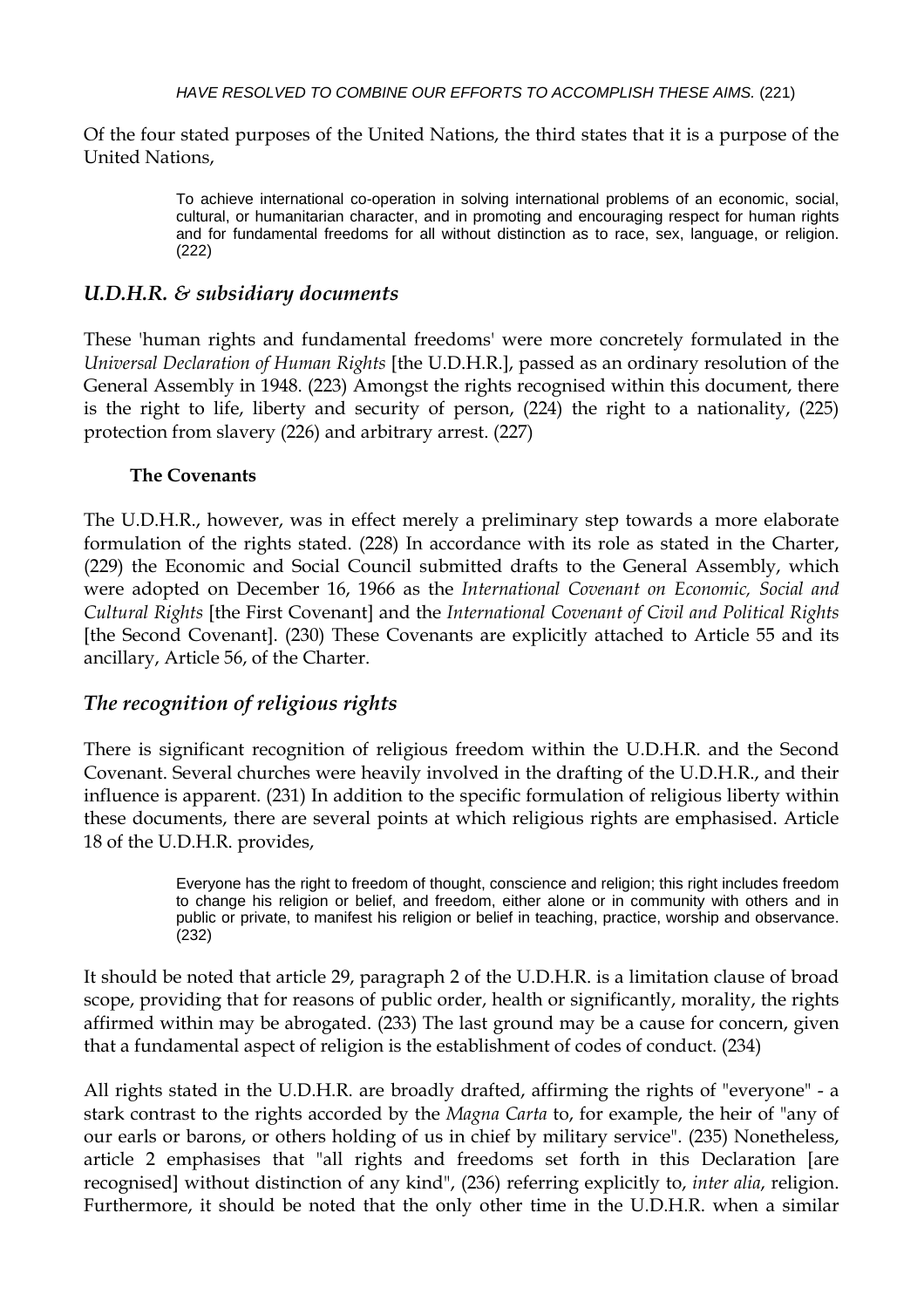*HAVE RESOLVED TO COMBINE OUR EFFORTS TO ACCOMPLISH THESE AIMS.* (221)

Of the four stated purposes of the United Nations, the third states that it is a purpose of the United Nations,

> To achieve international co-operation in solving international problems of an economic, social, cultural, or humanitarian character, and in promoting and encouraging respect for human rights and for fundamental freedoms for all without distinction as to race, sex, language, or religion. (222)

## *U.D.H.R. & subsidiary documents*

These 'human rights and fundamental freedoms' were more concretely formulated in the *Universal Declaration of Human Rights* [the U.D.H.R.], passed as an ordinary resolution of the General Assembly in 1948. (223) Amongst the rights recognised within this document, there is the right to life, liberty and security of person, (224) the right to a nationality, (225) protection from slavery (226) and arbitrary arrest. (227)

### The Covenants

The U.D.H.R., however, was in effect merely a preliminary step towards a more elaborate formulation of the rights stated. (228) In accordance with its role as stated in the Charter, (229) the Economic and Social Council submitted drafts to the General Assembly, which were adopted on December 16, 1966 as the *International Covenant on Economic, Social and Cultural Rights* [the First Covenant] and the *International Covenant of Civil and Political Rights* [the Second Covenant]. (230) These Covenants are explicitly attached to Article 55 and its ancillary, Article 56, of the Charter.

## *The recognition of religious rights*

There is significant recognition of religious freedom within the U.D.H.R. and the Second Covenant. Several churches were heavily involved in the drafting of the U.D.H.R., and their influence is apparent. (231) In addition to the specific formulation of religious liberty within these documents, there are several points at which religious rights are emphasised. Article 18 of the U.D.H.R. provides,

> Everyone has the right to freedom of thought, conscience and religion; this right includes freedom to change his religion or belief, and freedom, either alone or in community with others and in public or private, to manifest his religion or belief in teaching, practice, worship and observance. (232)

It should be noted that article 29, paragraph 2 of the U.D.H.R. is a limitation clause of broad scope, providing that for reasons of public order, health or significantly, morality, the rights affirmed within may be abrogated. (233) The last ground may be a cause for concern, given that a fundamental aspect of religion is the establishment of codes of conduct. (234)

All rights stated in the U.D.H.R. are broadly drafted, affirming the rights of "everyone" - a stark contrast to the rights accorded by the *Magna Carta* to, for example, the heir of "any of our earls or barons, or others holding of us in chief by military service". (235) Nonetheless, article 2 emphasises that "all rights and freedoms set forth in this Declaration [are recognised] without distinction of any kind", (236) referring explicitly to, *inter alia*, religion. Furthermore, it should be noted that the only other time in the U.D.H.R. when a similar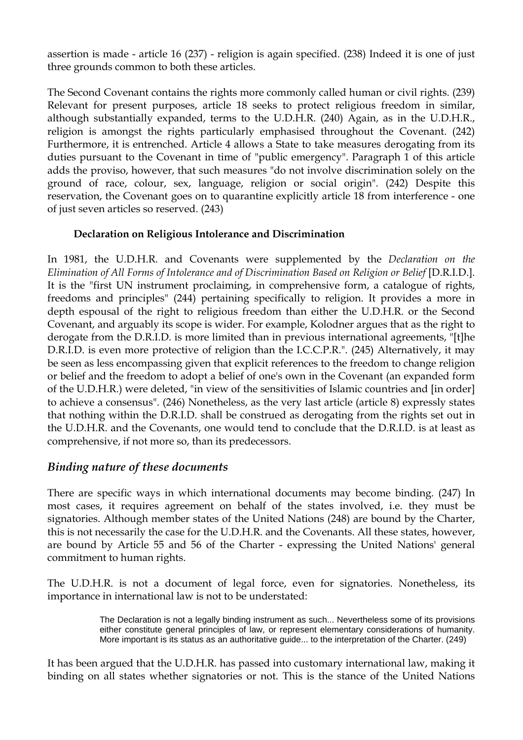assertion is made - article 16 (237) - religion is again specified. (238) Indeed it is one of just three grounds common to both these articles.

The Second Covenant contains the rights more commonly called human or civil rights. (239) Relevant for present purposes, article 18 seeks to protect religious freedom in similar, although substantially expanded, terms to the U.D.H.R. (240) Again, as in the U.D.H.R., religion is amongst the rights particularly emphasised throughout the Covenant. (242) Furthermore, it is entrenched. Article 4 allows a State to take measures derogating from its duties pursuant to the Covenant in time of "public emergency". Paragraph 1 of this article adds the proviso, however, that such measures "do not involve discrimination solely on the ground of race, colour, sex, language, religion or social origin". (242) Despite this reservation, the Covenant goes on to quarantine explicitly article 18 from interference - one of just seven articles so reserved. (243)

### Declaration on Religious Intolerance and Discrimination

In 1981, the U.D.H.R. and Covenants were supplemented by the *Declaration on the Elimination of All Forms of Intolerance and of Discrimination Based on Religion or Belief* [D.R.I.D.]. It is the "first UN instrument proclaiming, in comprehensive form, a catalogue of rights, freedoms and principles" (244) pertaining specifically to religion. It provides a more in depth espousal of the right to religious freedom than either the U.D.H.R. or the Second Covenant, and arguably its scope is wider. For example, Kolodner argues that as the right to derogate from the D.R.I.D. is more limited than in previous international agreements, "[t]he D.R.I.D. is even more protective of religion than the I.C.C.P.R.". (245) Alternatively, it may be seen as less encompassing given that explicit references to the freedom to change religion or belief and the freedom to adopt a belief of one's own in the Covenant (an expanded form of the U.D.H.R.) were deleted, "in view of the sensitivities of Islamic countries and [in order] to achieve a consensus". (246) Nonetheless, as the very last article (article 8) expressly states that nothing within the D.R.I.D. shall be construed as derogating from the rights set out in the U.D.H.R. and the Covenants, one would tend to conclude that the D.R.I.D. is at least as comprehensive, if not more so, than its predecessors.

## *Binding nature of these documents*

There are specific ways in which international documents may become binding. (247) In most cases, it requires agreement on behalf of the states involved, i.e. they must be signatories. Although member states of the United Nations (248) are bound by the Charter, this is not necessarily the case for the U.D.H.R. and the Covenants. All these states, however, are bound by Article 55 and 56 of the Charter - expressing the United Nations' general commitment to human rights.

The U.D.H.R. is not a document of legal force, even for signatories. Nonetheless, its importance in international law is not to be understated:

> The Declaration is not a legally binding instrument as such... Nevertheless some of its provisions either constitute general principles of law, or represent elementary considerations of humanity. More important is its status as an authoritative guide... to the interpretation of the Charter. (249)

It has been argued that the U.D.H.R. has passed into customary international law, making it binding on all states whether signatories or not. This is the stance of the United Nations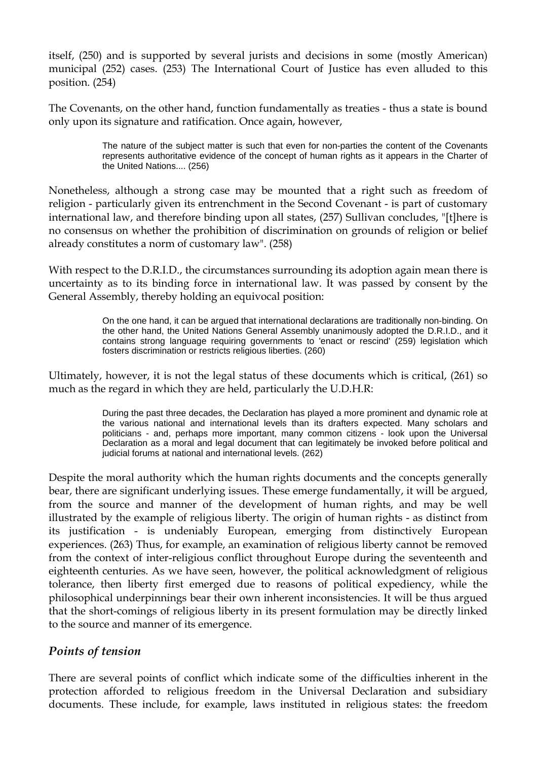itself, (250) and is supported by several jurists and decisions in some (mostly American) municipal (252) cases. (253) The International Court of Justice has even alluded to this position. (254)

The Covenants, on the other hand, function fundamentally as treaties - thus a state is bound only upon its signature and ratification. Once again, however,

> The nature of the subject matter is such that even for non-parties the content of the Covenants represents authoritative evidence of the concept of human rights as it appears in the Charter of the United Nations.... (256)

Nonetheless, although a strong case may be mounted that a right such as freedom of religion - particularly given its entrenchment in the Second Covenant - is part of customary international law, and therefore binding upon all states, (257) Sullivan concludes, "[t]here is no consensus on whether the prohibition of discrimination on grounds of religion or belief already constitutes a norm of customary law". (258)

With respect to the D.R.I.D., the circumstances surrounding its adoption again mean there is uncertainty as to its binding force in international law. It was passed by consent by the General Assembly, thereby holding an equivocal position:

> On the one hand, it can be argued that international declarations are traditionally non-binding. On the other hand, the United Nations General Assembly unanimously adopted the D.R.I.D., and it contains strong language requiring governments to 'enact or rescind' (259) legislation which fosters discrimination or restricts religious liberties. (260)

Ultimately, however, it is not the legal status of these documents which is critical, (261) so much as the regard in which they are held, particularly the U.D.H.R:

> During the past three decades, the Declaration has played a more prominent and dynamic role at the various national and international levels than its drafters expected. Many scholars and politicians - and, perhaps more important, many common citizens - look upon the Universal Declaration as a moral and legal document that can legitimately be invoked before political and judicial forums at national and international levels. (262)

Despite the moral authority which the human rights documents and the concepts generally bear, there are significant underlying issues. These emerge fundamentally, it will be argued, from the source and manner of the development of human rights, and may be well illustrated by the example of religious liberty. The origin of human rights - as distinct from its justification - is undeniably European, emerging from distinctively European experiences. (263) Thus, for example, an examination of religious liberty cannot be removed from the context of inter-religious conflict throughout Europe during the seventeenth and eighteenth centuries. As we have seen, however, the political acknowledgment of religious tolerance, then liberty first emerged due to reasons of political expediency, while the philosophical underpinnings bear their own inherent inconsistencies. It will be thus argued that the short-comings of religious liberty in its present formulation may be directly linked to the source and manner of its emergence.

## *Points of tension*

There are several points of conflict which indicate some of the difficulties inherent in the protection afforded to religious freedom in the Universal Declaration and subsidiary documents. These include, for example, laws instituted in religious states: the freedom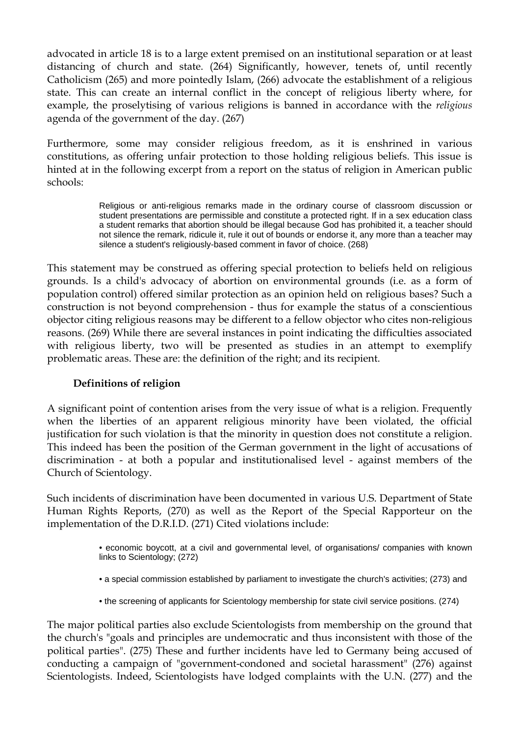advocated in article 18 is to a large extent premised on an institutional separation or at least distancing of church and state. (264) Significantly, however, tenets of, until recently Catholicism (265) and more pointedly Islam, (266) advocate the establishment of a religious state. This can create an internal conflict in the concept of religious liberty where, for example, the proselytising of various religions is banned in accordance with the *religious* agenda of the government of the day. (267)

Furthermore, some may consider religious freedom, as it is enshrined in various constitutions, as offering unfair protection to those holding religious beliefs. This issue is hinted at in the following excerpt from a report on the status of religion in American public schools:

> Religious or anti-religious remarks made in the ordinary course of classroom discussion or student presentations are permissible and constitute a protected right. If in a sex education class a student remarks that abortion should be illegal because God has prohibited it, a teacher should not silence the remark, ridicule it, rule it out of bounds or endorse it, any more than a teacher may silence a student's religiously-based comment in favor of choice. (268)

This statement may be construed as offering special protection to beliefs held on religious grounds. Is a child's advocacy of abortion on environmental grounds (i.e. as a form of population control) offered similar protection as an opinion held on religious bases? Such a construction is not beyond comprehension - thus for example the status of a conscientious objector citing religious reasons may be different to a fellow objector who cites non-religious reasons. (269) While there are several instances in point indicating the difficulties associated with religious liberty, two will be presented as studies in an attempt to exemplify problematic areas. These are: the definition of the right; and its recipient.

### Definitions of religion

A significant point of contention arises from the very issue of what is a religion. Frequently when the liberties of an apparent religious minority have been violated, the official justification for such violation is that the minority in question does not constitute a religion. This indeed has been the position of the German government in the light of accusations of discrimination - at both a popular and institutionalised level - against members of the Church of Scientology.

Such incidents of discrimination have been documented in various U.S. Department of State Human Rights Reports, (270) as well as the Report of the Special Rapporteur on the implementation of the D.R.I.D. (271) Cited violations include:

- economic boycott, at a civil and governmental level, of organisations/ companies with known links to Scientology; (272)
- a special commission established by parliament to investigate the church's activities; (273) and
- the screening of applicants for Scientology membership for state civil service positions. (274)

The major political parties also exclude Scientologists from membership on the ground that the church's "goals and principles are undemocratic and thus inconsistent with those of the political parties". (275) These and further incidents have led to Germany being accused of conducting a campaign of "government-condoned and societal harassment" (276) against Scientologists. Indeed, Scientologists have lodged complaints with the U.N. (277) and the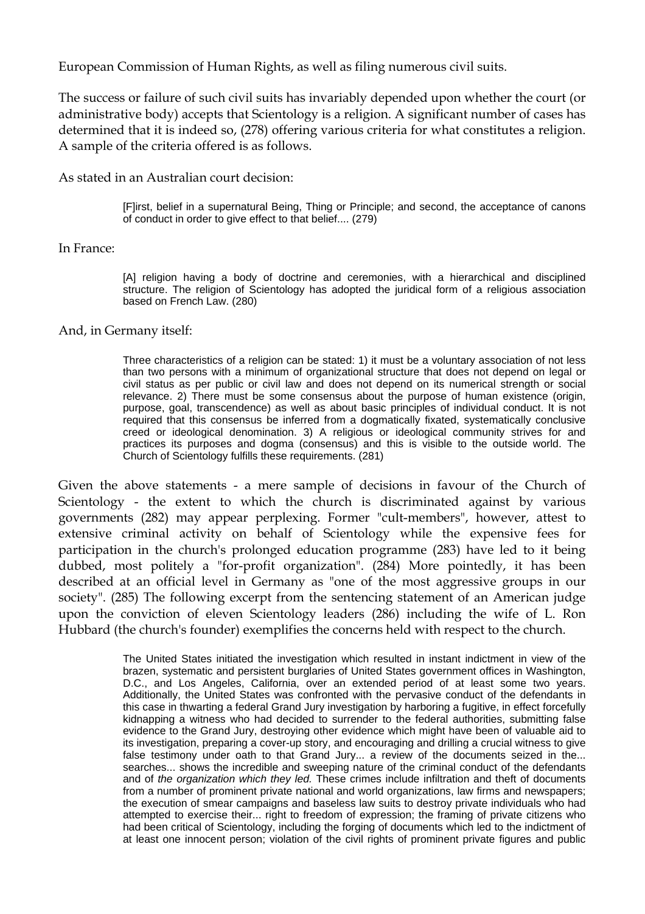European Commission of Human Rights, as well as filing numerous civil suits.

The success or failure of such civil suits has invariably depended upon whether the court (or administrative body) accepts that Scientology is a religion. A significant number of cases has determined that it is indeed so, (278) offering various criteria for what constitutes a religion. A sample of the criteria offered is as follows.

As stated in an Australian court decision:

> [F]irst, belief in a supernatural Being, Thing or Principle; and second, the acceptance of canons of conduct in order to give effect to that belief.... (279)

In France:

> [A] religion having a body of doctrine and ceremonies, with a hierarchical and disciplined structure. The religion of Scientology has adopted the juridical form of a religious association based on French Law. (280)

And, in Germany itself:

> Three characteristics of a religion can be stated: 1) it must be a voluntary association of not less than two persons with a minimum of organizational structure that does not depend on legal or civil status as per public or civil law and does not depend on its numerical strength or social relevance. 2) There must be some consensus about the purpose of human existence (origin, purpose, goal, transcendence) as well as about basic principles of individual conduct. It is not required that this consensus be inferred from a dogmatically fixated, systematically conclusive creed or ideological denomination. 3) A religious or ideological community strives for and practices its purposes and dogma (consensus) and this is visible to the outside world. The Church of Scientology fulfills these requirements. (281)

Given the above statements - a mere sample of decisions in favour of the Church of Scientology - the extent to which the church is discriminated against by various governments (282) may appear perplexing. Former "cult-members", however, attest to extensive criminal activity on behalf of Scientology while the expensive fees for participation in the church's prolonged education programme (283) have led to it being dubbed, most politely a "for-profit organization". (284) More pointedly, it has been described at an official level in Germany as "one of the most aggressive groups in our society". (285) The following excerpt from the sentencing statement of an American judge upon the conviction of eleven Scientology leaders (286) including the wife of L. Ron Hubbard (the church's founder) exemplifies the concerns held with respect to the church.

> The United States initiated the investigation which resulted in instant indictment in view of the brazen, systematic and persistent burglaries of United States government offices in Washington, D.C., and Los Angeles, California, over an extended period of at least some two years. Additionally, the United States was confronted with the pervasive conduct of the defendants in this case in thwarting a federal Grand Jury investigation by harboring a fugitive, in effect forcefully kidnapping a witness who had decided to surrender to the federal authorities, submitting false evidence to the Grand Jury, destroying other evidence which might have been of valuable aid to its investigation, preparing a cover-up story, and encouraging and drilling a crucial witness to give false testimony under oath to that Grand Jury... a review of the documents seized in the... searches... shows the incredible and sweeping nature of the criminal conduct of the defendants and of *the organization which they led.* These crimes include infiltration and theft of documents from a number of prominent private national and world organizations, law firms and newspapers; the execution of smear campaigns and baseless law suits to destroy private individuals who had attempted to exercise their... right to freedom of expression; the framing of private citizens who had been critical of Scientology, including the forging of documents which led to the indictment of at least one innocent person; violation of the civil rights of prominent private figures and public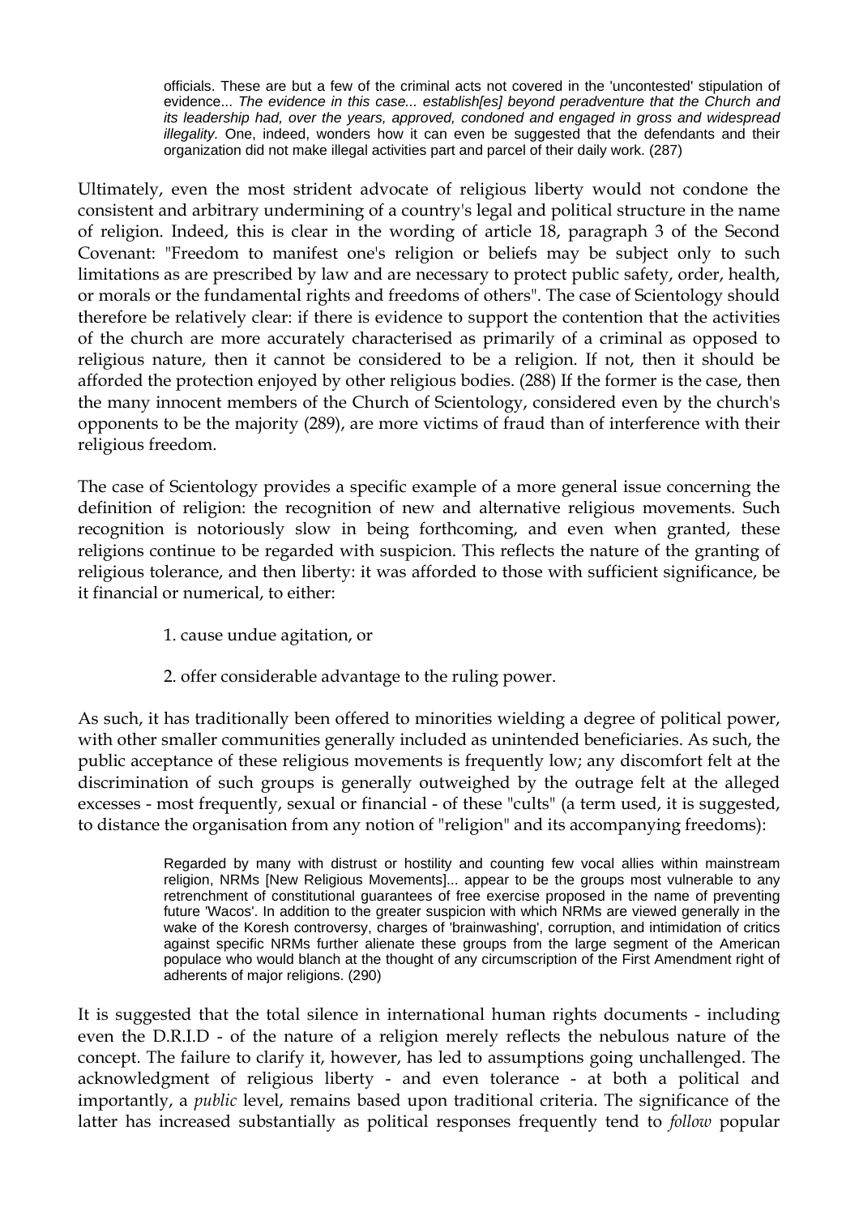> officials. These are but a few of the criminal acts not covered in the 'uncontested' stipulation of evidence... *The evidence in this case... establish[es] beyond peradventure that the Church and its leadership had, over the years, approved, condoned and engaged in gross and widespread illegality.* One, indeed, wonders how it can even be suggested that the defendants and their organization did not make illegal activities part and parcel of their daily work. (287)

Ultimately, even the most strident advocate of religious liberty would not condone the consistent and arbitrary undermining of a country's legal and political structure in the name of religion. Indeed, this is clear in the wording of article 18, paragraph 3 of the Second Covenant: "Freedom to manifest one's religion or beliefs may be subject only to such limitations as are prescribed by law and are necessary to protect public safety, order, health, or morals or the fundamental rights and freedoms of others". The case of Scientology should therefore be relatively clear: if there is evidence to support the contention that the activities of the church are more accurately characterised as primarily of a criminal as opposed to religious nature, then it cannot be considered to be a religion. If not, then it should be afforded the protection enjoyed by other religious bodies. (288) If the former is the case, then the many innocent members of the Church of Scientology, considered even by the church's opponents to be the majority (289), are more victims of fraud than of interference with their religious freedom.

The case of Scientology provides a specific example of a more general issue concerning the definition of religion: the recognition of new and alternative religious movements. Such recognition is notoriously slow in being forthcoming, and even when granted, these religions continue to be regarded with suspicion. This reflects the nature of the granting of religious tolerance, and then liberty: it was afforded to those with sufficient significance, be it financial or numerical, to either:

1. cause undue agitation, or
2. offer considerable advantage to the ruling power.

As such, it has traditionally been offered to minorities wielding a degree of political power, with other smaller communities generally included as unintended beneficiaries. As such, the public acceptance of these religious movements is frequently low; any discomfort felt at the discrimination of such groups is generally outweighed by the outrage felt at the alleged excesses - most frequently, sexual or financial - of these "cults" (a term used, it is suggested, to distance the organisation from any notion of "religion" and its accompanying freedoms):

> Regarded by many with distrust or hostility and counting few vocal allies within mainstream religion, NRMs [New Religious Movements]... appear to be the groups most vulnerable to any retrenchment of constitutional guarantees of free exercise proposed in the name of preventing future 'Wacos'. In addition to the greater suspicion with which NRMs are viewed generally in the wake of the Koresh controversy, charges of 'brainwashing', corruption, and intimidation of critics against specific NRMs further alienate these groups from the large segment of the American populace who would blanch at the thought of any circumscription of the First Amendment right of adherents of major religions. (290)

It is suggested that the total silence in international human rights documents - including even the D.R.I.D - of the nature of a religion merely reflects the nebulous nature of the concept. The failure to clarify it, however, has led to assumptions going unchallenged. The acknowledgment of religious liberty - and even tolerance - at both a political and importantly, a *public* level, remains based upon traditional criteria. The significance of the latter has increased substantially as political responses frequently tend to *follow* popular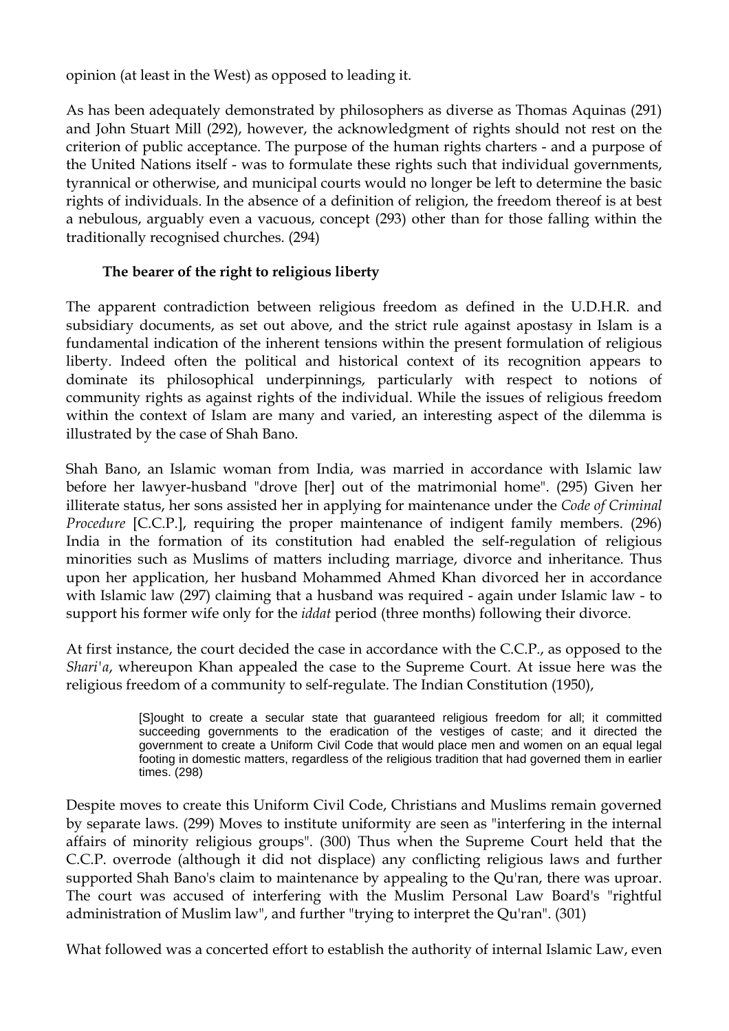opinion (at least in the West) as opposed to leading it.

As has been adequately demonstrated by philosophers as diverse as Thomas Aquinas (291) and John Stuart Mill (292), however, the acknowledgment of rights should not rest on the criterion of public acceptance. The purpose of the human rights charters - and a purpose of the United Nations itself - was to formulate these rights such that individual governments, tyrannical or otherwise, and municipal courts would no longer be left to determine the basic rights of individuals. In the absence of a definition of religion, the freedom thereof is at best a nebulous, arguably even a vacuous, concept (293) other than for those falling within the traditionally recognised churches. (294)

### The bearer of the right to religious liberty

The apparent contradiction between religious freedom as defined in the U.D.H.R. and subsidiary documents, as set out above, and the strict rule against apostasy in Islam is a fundamental indication of the inherent tensions within the present formulation of religious liberty. Indeed often the political and historical context of its recognition appears to dominate its philosophical underpinnings, particularly with respect to notions of community rights as against rights of the individual. While the issues of religious freedom within the context of Islam are many and varied, an interesting aspect of the dilemma is illustrated by the case of Shah Bano.

Shah Bano, an Islamic woman from India, was married in accordance with Islamic law before her lawyer-husband "drove [her] out of the matrimonial home". (295) Given her illiterate status, her sons assisted her in applying for maintenance under the *Code of Criminal Procedure* [C.C.P.], requiring the proper maintenance of indigent family members. (296) India in the formation of its constitution had enabled the self-regulation of religious minorities such as Muslims of matters including marriage, divorce and inheritance. Thus upon her application, her husband Mohammed Ahmed Khan divorced her in accordance with Islamic law (297) claiming that a husband was required - again under Islamic law - to support his former wife only for the *iddat* period (three months) following their divorce.

At first instance, the court decided the case in accordance with the C.C.P., as opposed to the *Shari'a*, whereupon Khan appealed the case to the Supreme Court. At issue here was the religious freedom of a community to self-regulate. The Indian Constitution (1950),

> [S]ought to create a secular state that guaranteed religious freedom for all; it committed succeeding governments to the eradication of the vestiges of caste; and it directed the government to create a Uniform Civil Code that would place men and women on an equal legal footing in domestic matters, regardless of the religious tradition that had governed them in earlier times. (298)

Despite moves to create this Uniform Civil Code, Christians and Muslims remain governed by separate laws. (299) Moves to institute uniformity are seen as "interfering in the internal affairs of minority religious groups". (300) Thus when the Supreme Court held that the C.C.P. overrode (although it did not displace) any conflicting religious laws and further supported Shah Bano's claim to maintenance by appealing to the Qu'ran, there was uproar. The court was accused of interfering with the Muslim Personal Law Board's "rightful administration of Muslim law", and further "trying to interpret the Qu'ran". (301)

What followed was a concerted effort to establish the authority of internal Islamic Law, even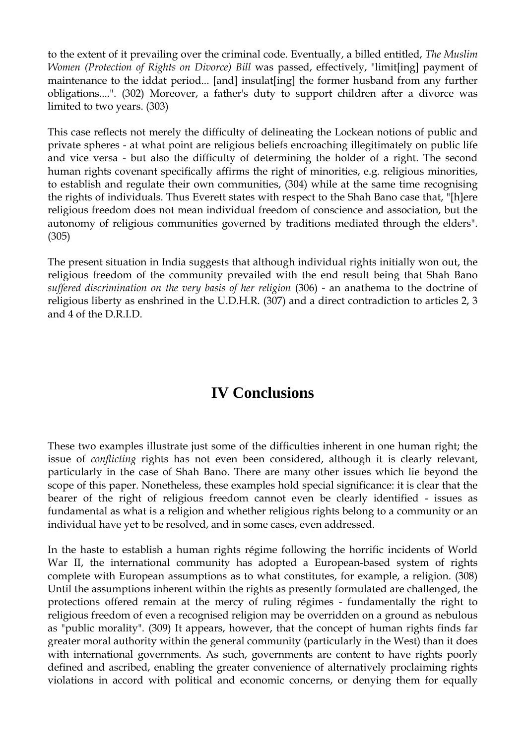to the extent of it prevailing over the criminal code. Eventually, a billed entitled, *The Muslim Women (Protection of Rights on Divorce) Bill* was passed, effectively, "limit[ing] payment of maintenance to the iddat period... [and] insulat[ing] the former husband from any further obligations....". (302) Moreover, a father's duty to support children after a divorce was limited to two years. (303)

This case reflects not merely the difficulty of delineating the Lockean notions of public and private spheres - at what point are religious beliefs encroaching illegitimately on public life and vice versa - but also the difficulty of determining the holder of a right. The second human rights covenant specifically affirms the right of minorities, e.g. religious minorities, to establish and regulate their own communities, (304) while at the same time recognising the rights of individuals. Thus Everett states with respect to the Shah Bano case that, "[h]ere religious freedom does not mean individual freedom of conscience and association, but the autonomy of religious communities governed by traditions mediated through the elders". (305)

The present situation in India suggests that although individual rights initially won out, the religious freedom of the community prevailed with the end result being that Shah Bano *suffered discrimination on the very basis of her religion* (306) - an anathema to the doctrine of religious liberty as enshrined in the U.D.H.R. (307) and a direct contradiction to articles 2, 3 and 4 of the D.R.I.D.

# IV Conclusions

These two examples illustrate just some of the difficulties inherent in one human right; the issue of *conflicting* rights has not even been considered, although it is clearly relevant, particularly in the case of Shah Bano. There are many other issues which lie beyond the scope of this paper. Nonetheless, these examples hold special significance: it is clear that the bearer of the right of religious freedom cannot even be clearly identified - issues as fundamental as what is a religion and whether religious rights belong to a community or an individual have yet to be resolved, and in some cases, even addressed.

In the haste to establish a human rights régime following the horrific incidents of World War II, the international community has adopted a European-based system of rights complete with European assumptions as to what constitutes, for example, a religion. (308) Until the assumptions inherent within the rights as presently formulated are challenged, the protections offered remain at the mercy of ruling régimes - fundamentally the right to religious freedom of even a recognised religion may be overridden on a ground as nebulous as "public morality". (309) It appears, however, that the concept of human rights finds far greater moral authority within the general community (particularly in the West) than it does with international governments. As such, governments are content to have rights poorly defined and ascribed, enabling the greater convenience of alternatively proclaiming rights violations in accord with political and economic concerns, or denying them for equally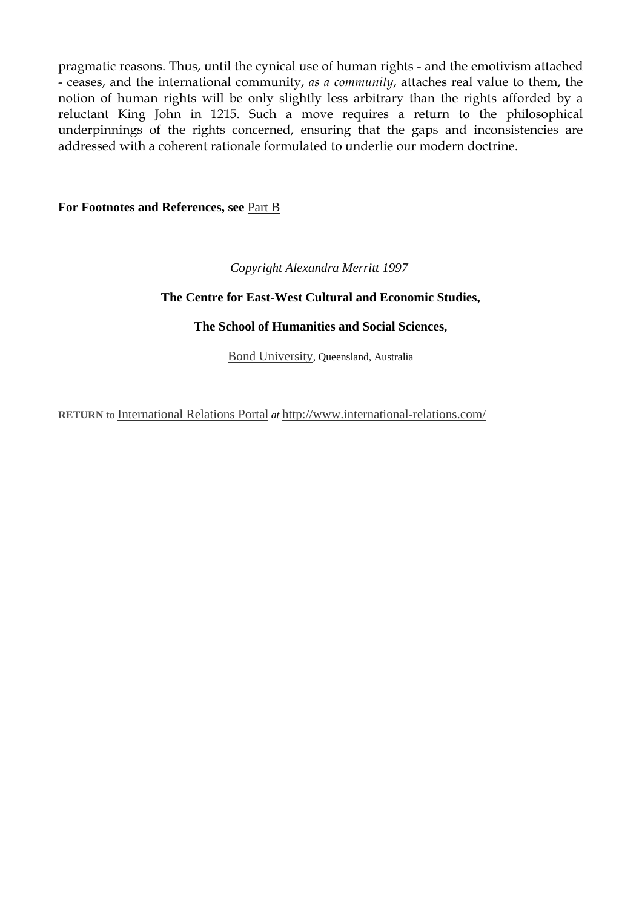pragmatic reasons. Thus, until the cynical use of human rights - and the emotivism attached - ceases, and the international community, *as a community*, attaches real value to them, the notion of human rights will be only slightly less arbitrary than the rights afforded by a reluctant King John in 1215. Such a move requires a return to the philosophical underpinnings of the rights concerned, ensuring that the gaps and inconsistencies are addressed with a coherent rationale formulated to underlie our modern doctrine.

**For Footnotes and References, see** Part B

*Copyright Alexandra Merritt 1997*

**The Centre for East-West Cultural and Economic Studies,**

**The School of Humanities and Social Sciences,**

Bond University, Queensland, Australia

**RETURN to** International Relations Portal *at* http://www.international-relations.com/